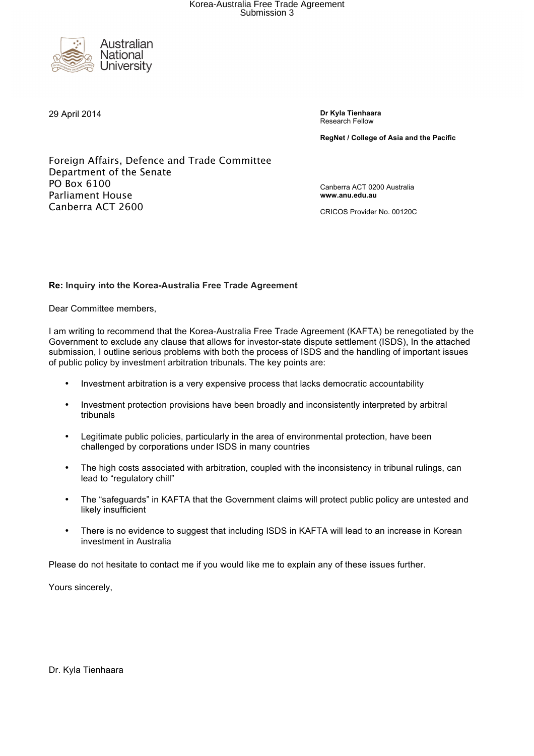Korea-Australia Free Trade Agreement
Submission 3

Australian National University

29 April 2014

**Dr Kyla Tienhaara**
Research Fellow

**RegNet / College of Asia and the Pacific**

Canberra ACT 0200 Australia
**www.anu.edu.au**

CRICOS Provider No. 00120C

Foreign Affairs, Defence and Trade Committee
Department of the Senate
PO Box 6100
Parliament House
Canberra ACT 2600

**Re: Inquiry into the Korea-Australia Free Trade Agreement**

Dear Committee members,

I am writing to recommend that the Korea-Australia Free Trade Agreement (KAFTA) be renegotiated by the Government to exclude any clause that allows for investor-state dispute settlement (ISDS), In the attached submission, I outline serious problems with both the process of ISDS and the handling of important issues of public policy by investment arbitration tribunals. The key points are:

- Investment arbitration is a very expensive process that lacks democratic accountability
- Investment protection provisions have been broadly and inconsistently interpreted by arbitral tribunals
- Legitimate public policies, particularly in the area of environmental protection, have been challenged by corporations under ISDS in many countries
- The high costs associated with arbitration, coupled with the inconsistency in tribunal rulings, can lead to "regulatory chill"
- The "safeguards" in KAFTA that the Government claims will protect public policy are untested and likely insufficient
- There is no evidence to suggest that including ISDS in KAFTA will lead to an increase in Korean investment in Australia

Please do not hesitate to contact me if you would like me to explain any of these issues further.

Yours sincerely,

Dr. Kyla Tienhaara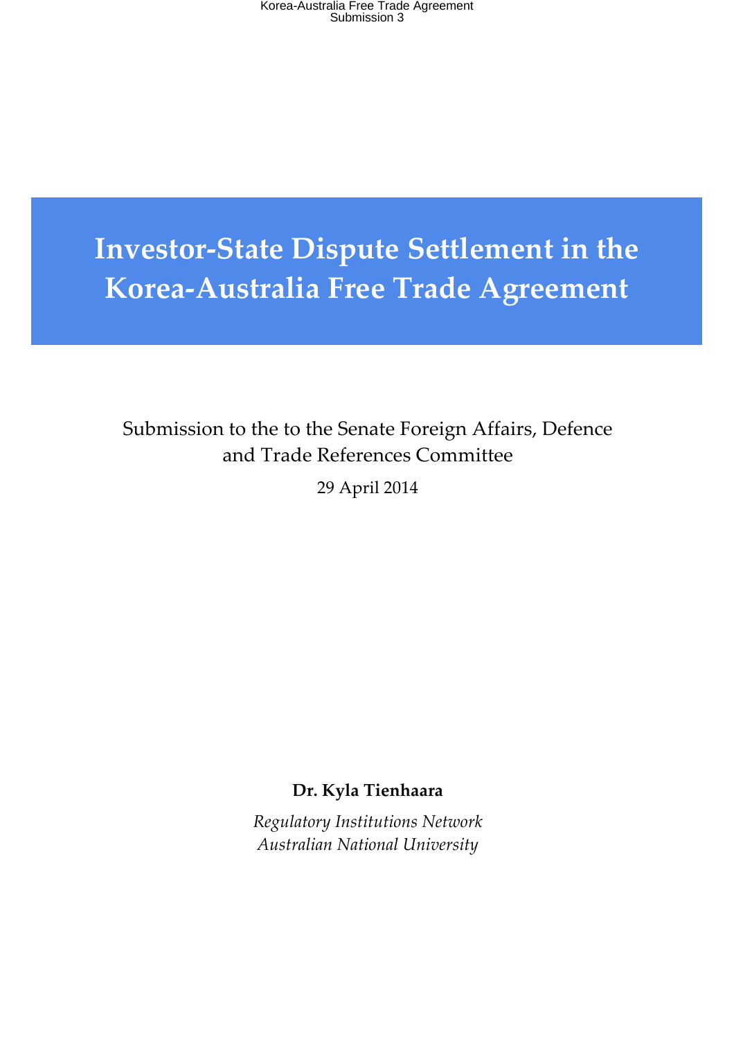# Investor-State Dispute Settlement in the Korea-Australia Free Trade Agreement

Submission to the to the Senate Foreign Affairs, Defence and Trade References Committee

29 April 2014

**Dr. Kyla Tienhaara**

*Regulatory Institutions Network*
*Australian National University*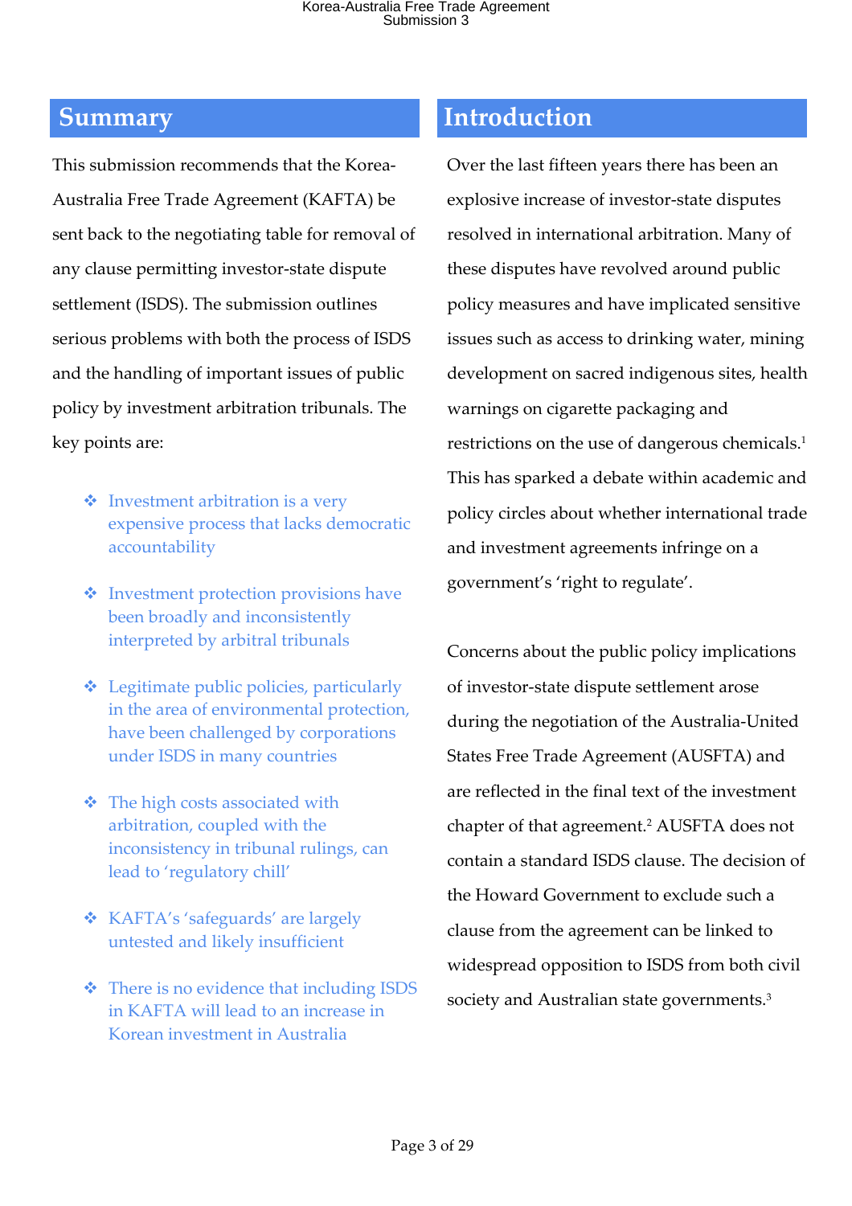## Summary

This submission recommends that the Korea-Australia Free Trade Agreement (KAFTA) be sent back to the negotiating table for removal of any clause permitting investor-state dispute settlement (ISDS). The submission outlines serious problems with both the process of ISDS and the handling of important issues of public policy by investment arbitration tribunals. The key points are:

- Investment arbitration is a very expensive process that lacks democratic accountability
- Investment protection provisions have been broadly and inconsistently interpreted by arbitral tribunals
- Legitimate public policies, particularly in the area of environmental protection, have been challenged by corporations under ISDS in many countries
- The high costs associated with arbitration, coupled with the inconsistency in tribunal rulings, can lead to 'regulatory chill'
- KAFTA's 'safeguards' are largely untested and likely insufficient
- There is no evidence that including ISDS in KAFTA will lead to an increase in Korean investment in Australia

## Introduction

Over the last fifteen years there has been an explosive increase of investor-state disputes resolved in international arbitration. Many of these disputes have revolved around public policy measures and have implicated sensitive issues such as access to drinking water, mining development on sacred indigenous sites, health warnings on cigarette packaging and restrictions on the use of dangerous chemicals.[1] This has sparked a debate within academic and policy circles about whether international trade and investment agreements infringe on a government's 'right to regulate'.

Concerns about the public policy implications of investor-state dispute settlement arose during the negotiation of the Australia-United States Free Trade Agreement (AUSFTA) and are reflected in the final text of the investment chapter of that agreement.[2] AUSFTA does not contain a standard ISDS clause. The decision of the Howard Government to exclude such a clause from the agreement can be linked to widespread opposition to ISDS from both civil society and Australian state governments.[3]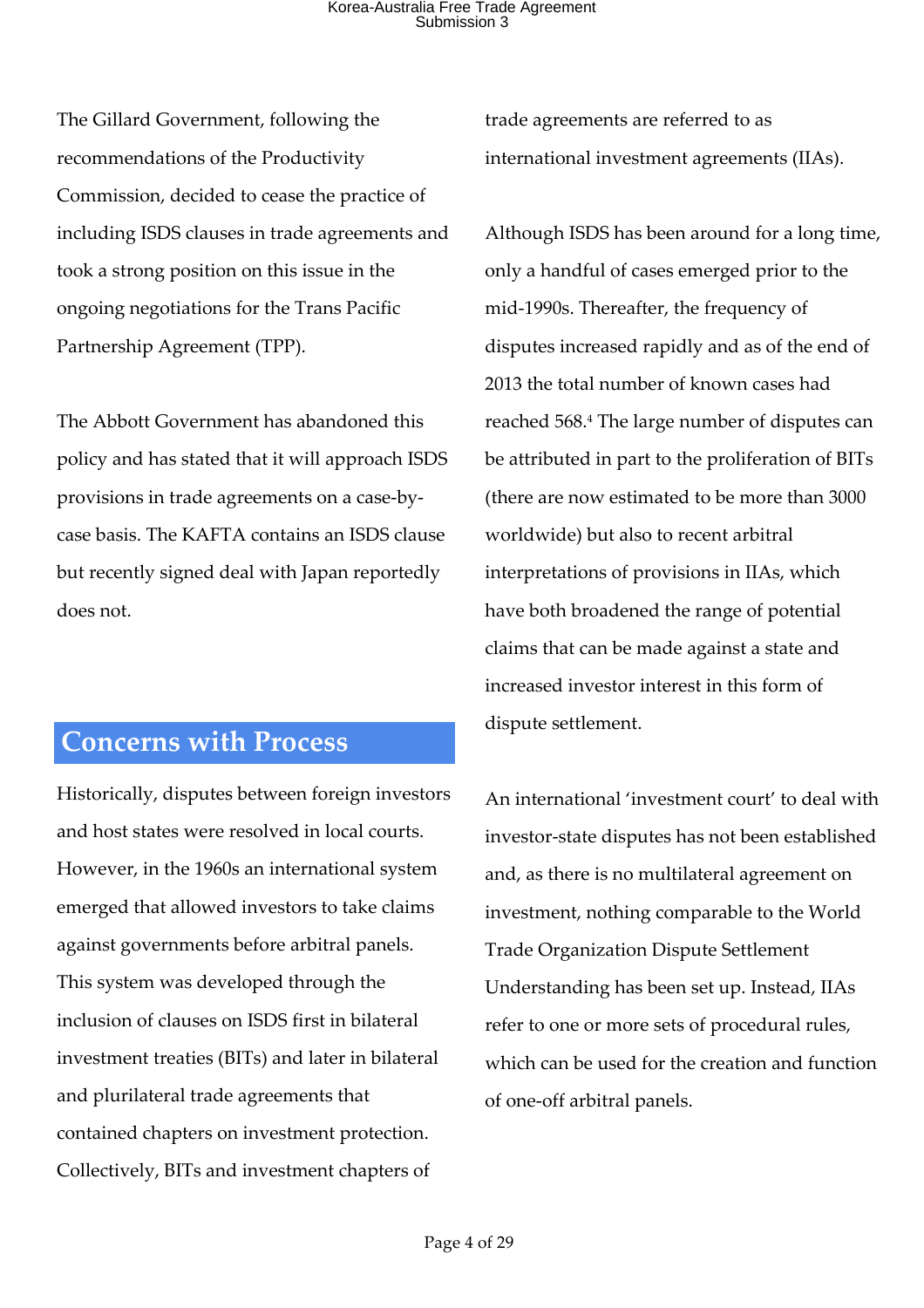The Gillard Government, following the recommendations of the Productivity Commission, decided to cease the practice of including ISDS clauses in trade agreements and took a strong position on this issue in the ongoing negotiations for the Trans Pacific Partnership Agreement (TPP).

The Abbott Government has abandoned this policy and has stated that it will approach ISDS provisions in trade agreements on a case-by-case basis. The KAFTA contains an ISDS clause but recently signed deal with Japan reportedly does not.

## Concerns with Process

Historically, disputes between foreign investors and host states were resolved in local courts. However, in the 1960s an international system emerged that allowed investors to take claims against governments before arbitral panels. This system was developed through the inclusion of clauses on ISDS first in bilateral investment treaties (BITs) and later in bilateral and plurilateral trade agreements that contained chapters on investment protection. Collectively, BITs and investment chapters of trade agreements are referred to as international investment agreements (IIAs).

Although ISDS has been around for a long time, only a handful of cases emerged prior to the mid-1990s. Thereafter, the frequency of disputes increased rapidly and as of the end of 2013 the total number of known cases had reached 568.[4] The large number of disputes can be attributed in part to the proliferation of BITs (there are now estimated to be more than 3000 worldwide) but also to recent arbitral interpretations of provisions in IIAs, which have both broadened the range of potential claims that can be made against a state and increased investor interest in this form of dispute settlement.

An international 'investment court' to deal with investor-state disputes has not been established and, as there is no multilateral agreement on investment, nothing comparable to the World Trade Organization Dispute Settlement Understanding has been set up. Instead, IIAs refer to one or more sets of procedural rules, which can be used for the creation and function of one-off arbitral panels.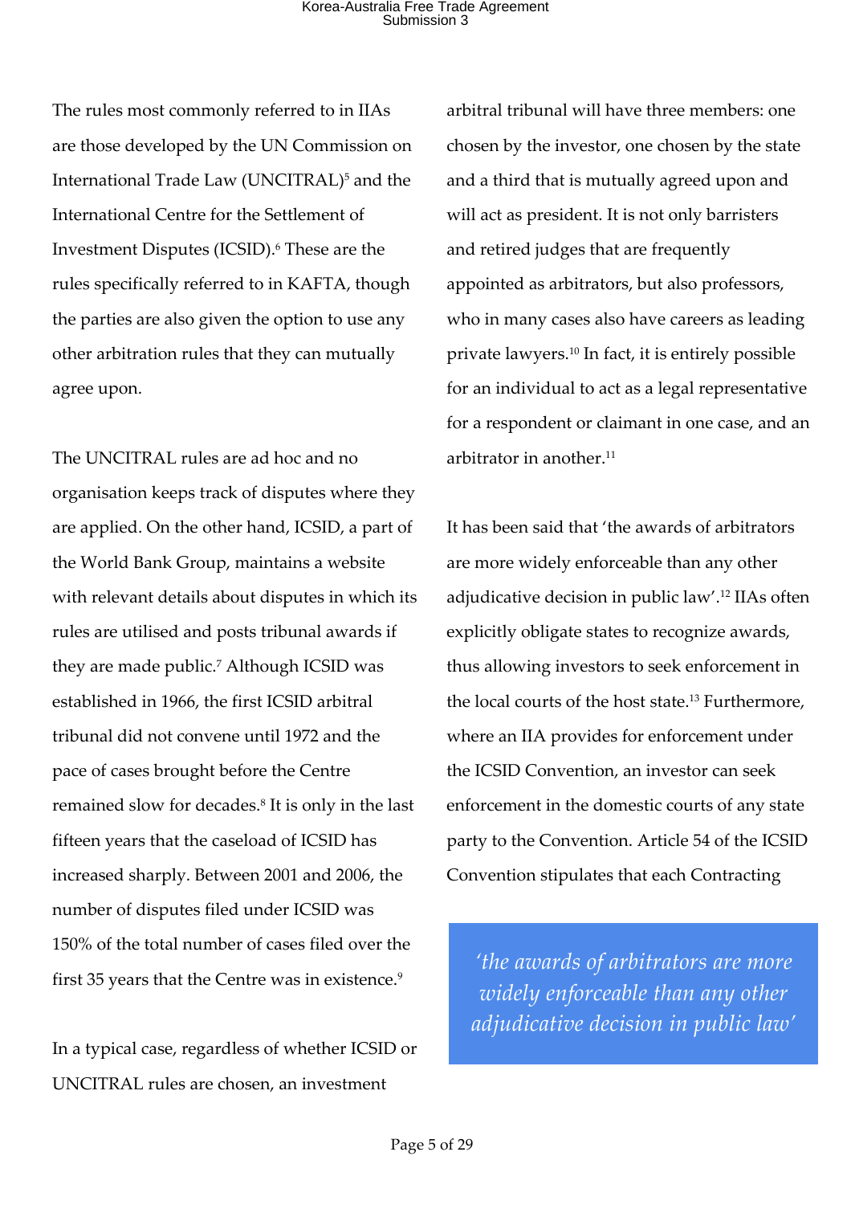The rules most commonly referred to in IIAs are those developed by the UN Commission on International Trade Law (UNCITRAL)[5] and the International Centre for the Settlement of Investment Disputes (ICSID).[6] These are the rules specifically referred to in KAFTA, though the parties are also given the option to use any other arbitration rules that they can mutually agree upon.

The UNCITRAL rules are ad hoc and no organisation keeps track of disputes where they are applied. On the other hand, ICSID, a part of the World Bank Group, maintains a website with relevant details about disputes in which its rules are utilised and posts tribunal awards if they are made public.[7] Although ICSID was established in 1966, the first ICSID arbitral tribunal did not convene until 1972 and the pace of cases brought before the Centre remained slow for decades.[8] It is only in the last fifteen years that the caseload of ICSID has increased sharply. Between 2001 and 2006, the number of disputes filed under ICSID was 150% of the total number of cases filed over the first 35 years that the Centre was in existence.[9]

In a typical case, regardless of whether ICSID or UNCITRAL rules are chosen, an investment arbitral tribunal will have three members: one chosen by the investor, one chosen by the state and a third that is mutually agreed upon and will act as president. It is not only barristers and retired judges that are frequently appointed as arbitrators, but also professors, who in many cases also have careers as leading private lawyers.[10] In fact, it is entirely possible for an individual to act as a legal representative for a respondent or claimant in one case, and an arbitrator in another.[11]

It has been said that 'the awards of arbitrators are more widely enforceable than any other adjudicative decision in public law'.[12] IIAs often explicitly obligate states to recognize awards, thus allowing investors to seek enforcement in the local courts of the host state.[13] Furthermore, where an IIA provides for enforcement under the ICSID Convention, an investor can seek enforcement in the domestic courts of any state party to the Convention. Article 54 of the ICSID Convention stipulates that each Contracting

> *'the awards of arbitrators are more widely enforceable than any other adjudicative decision in public law'*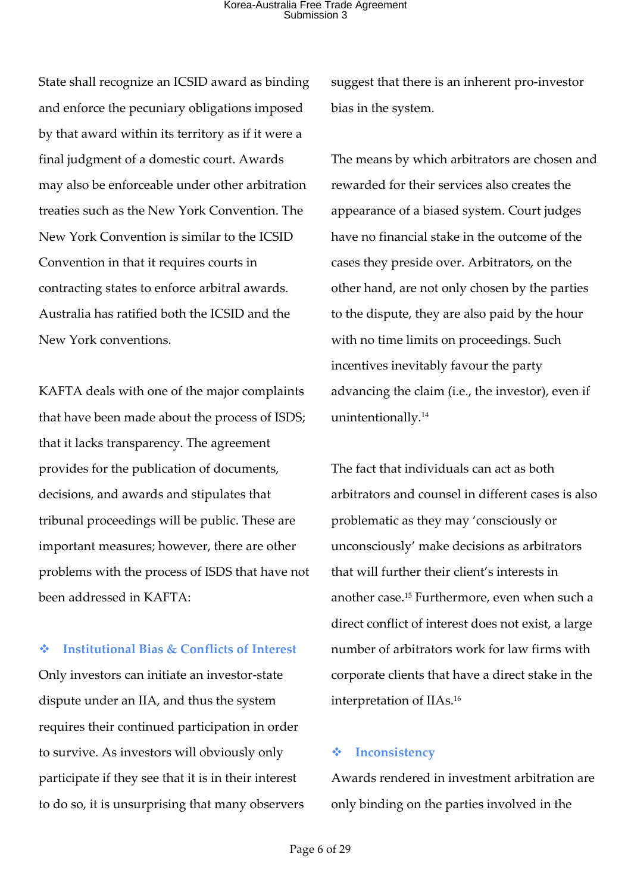State shall recognize an ICSID award as binding and enforce the pecuniary obligations imposed by that award within its territory as if it were a final judgment of a domestic court. Awards may also be enforceable under other arbitration treaties such as the New York Convention. The New York Convention is similar to the ICSID Convention in that it requires courts in contracting states to enforce arbitral awards. Australia has ratified both the ICSID and the New York conventions.

KAFTA deals with one of the major complaints that have been made about the process of ISDS; that it lacks transparency. The agreement provides for the publication of documents, decisions, and awards and stipulates that tribunal proceedings will be public. These are important measures; however, there are other problems with the process of ISDS that have not been addressed in KAFTA:

### ❖ Institutional Bias & Conflicts of Interest

Only investors can initiate an investor-state dispute under an IIA, and thus the system requires their continued participation in order to survive. As investors will obviously only participate if they see that it is in their interest to do so, it is unsurprising that many observers suggest that there is an inherent pro-investor bias in the system.

The means by which arbitrators are chosen and rewarded for their services also creates the appearance of a biased system. Court judges have no financial stake in the outcome of the cases they preside over. Arbitrators, on the other hand, are not only chosen by the parties to the dispute, they are also paid by the hour with no time limits on proceedings. Such incentives inevitably favour the party advancing the claim (i.e., the investor), even if unintentionally.[14]

The fact that individuals can act as both arbitrators and counsel in different cases is also problematic as they may 'consciously or unconsciously' make decisions as arbitrators that will further their client's interests in another case.[15] Furthermore, even when such a direct conflict of interest does not exist, a large number of arbitrators work for law firms with corporate clients that have a direct stake in the interpretation of IIAs.[16]

### ❖ Inconsistency

Awards rendered in investment arbitration are only binding on the parties involved in the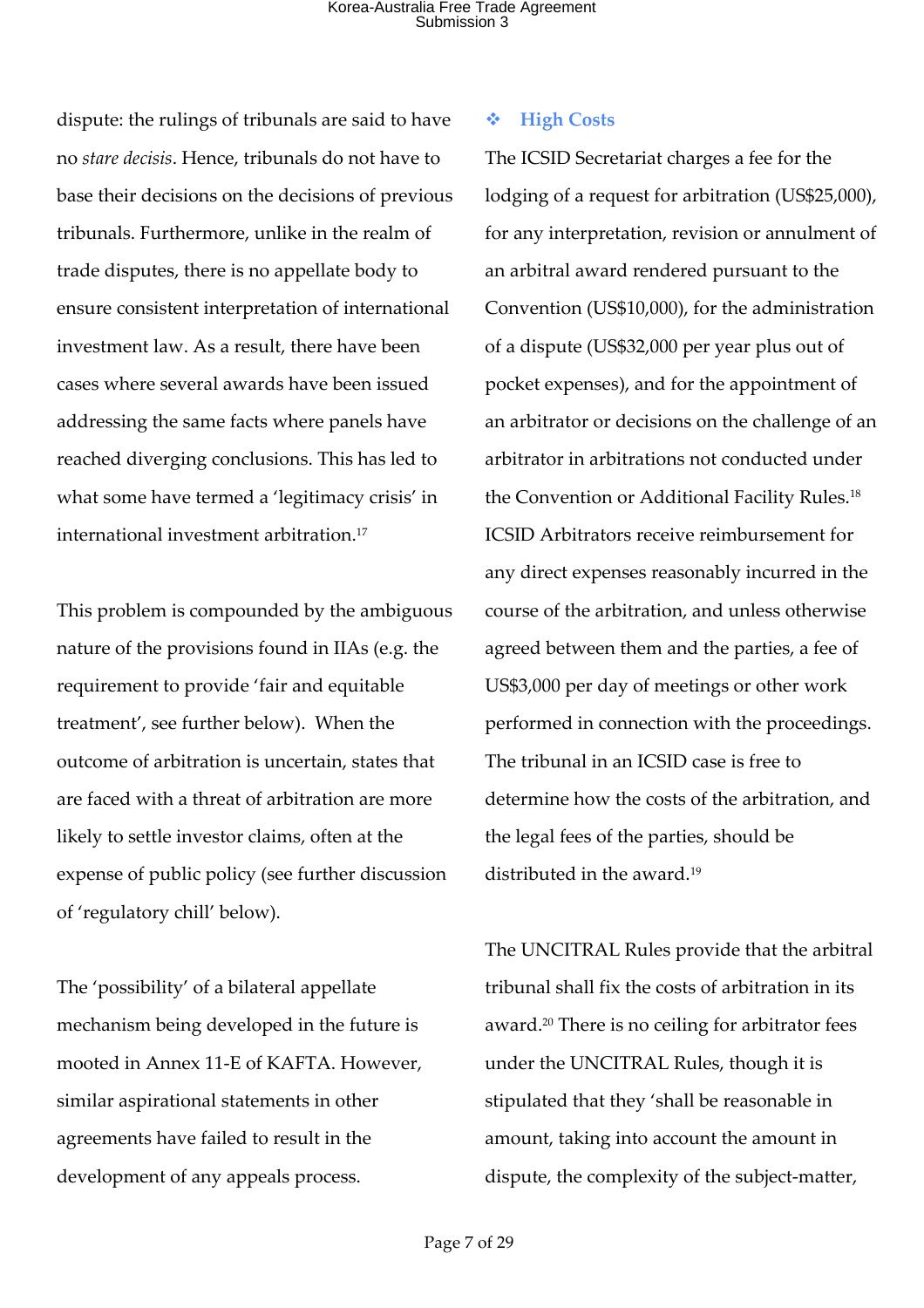dispute: the rulings of tribunals are said to have no *stare decisis*. Hence, tribunals do not have to base their decisions on the decisions of previous tribunals. Furthermore, unlike in the realm of trade disputes, there is no appellate body to ensure consistent interpretation of international investment law. As a result, there have been cases where several awards have been issued addressing the same facts where panels have reached diverging conclusions. This has led to what some have termed a 'legitimacy crisis' in international investment arbitration.[17]

This problem is compounded by the ambiguous nature of the provisions found in IIAs (e.g. the requirement to provide 'fair and equitable treatment', see further below). When the outcome of arbitration is uncertain, states that are faced with a threat of arbitration are more likely to settle investor claims, often at the expense of public policy (see further discussion of 'regulatory chill' below).

The 'possibility' of a bilateral appellate mechanism being developed in the future is mooted in Annex 11-E of KAFTA. However, similar aspirational statements in other agreements have failed to result in the development of any appeals process.

### ❖ High Costs

The ICSID Secretariat charges a fee for the lodging of a request for arbitration (US$25,000), for any interpretation, revision or annulment of an arbitral award rendered pursuant to the Convention (US$10,000), for the administration of a dispute (US$32,000 per year plus out of pocket expenses), and for the appointment of an arbitrator or decisions on the challenge of an arbitrator in arbitrations not conducted under the Convention or Additional Facility Rules.[18] ICSID Arbitrators receive reimbursement for any direct expenses reasonably incurred in the course of the arbitration, and unless otherwise agreed between them and the parties, a fee of US$3,000 per day of meetings or other work performed in connection with the proceedings. The tribunal in an ICSID case is free to determine how the costs of the arbitration, and the legal fees of the parties, should be distributed in the award.[19]

The UNCITRAL Rules provide that the arbitral tribunal shall fix the costs of arbitration in its award.[20] There is no ceiling for arbitrator fees under the UNCITRAL Rules, though it is stipulated that they 'shall be reasonable in amount, taking into account the amount in dispute, the complexity of the subject-matter,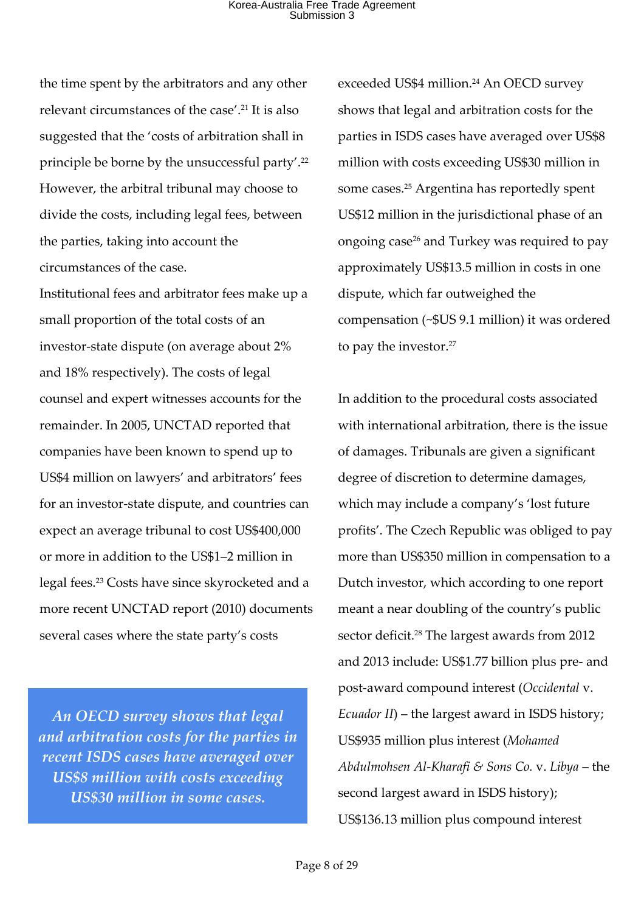the time spent by the arbitrators and any other relevant circumstances of the case'.[21] It is also suggested that the 'costs of arbitration shall in principle be borne by the unsuccessful party'.[22] However, the arbitral tribunal may choose to divide the costs, including legal fees, between the parties, taking into account the circumstances of the case.

Institutional fees and arbitrator fees make up a small proportion of the total costs of an investor-state dispute (on average about 2% and 18% respectively). The costs of legal counsel and expert witnesses accounts for the remainder. In 2005, UNCTAD reported that companies have been known to spend up to US$4 million on lawyers' and arbitrators' fees for an investor-state dispute, and countries can expect an average tribunal to cost US$400,000 or more in addition to the US$1–2 million in legal fees.[23] Costs have since skyrocketed and a more recent UNCTAD report (2010) documents several cases where the state party's costs exceeded US$4 million.[24] An OECD survey shows that legal and arbitration costs for the parties in ISDS cases have averaged over US$8 million with costs exceeding US$30 million in some cases.[25] Argentina has reportedly spent US$12 million in the jurisdictional phase of an ongoing case[26] and Turkey was required to pay approximately US$13.5 million in costs in one dispute, which far outweighed the compensation (~$US 9.1 million) it was ordered to pay the investor.[27]

> *An OECD survey shows that legal and arbitration costs for the parties in recent ISDS cases have averaged over US$8 million with costs exceeding US$30 million in some cases.*

In addition to the procedural costs associated with international arbitration, there is the issue of damages. Tribunals are given a significant degree of discretion to determine damages, which may include a company's 'lost future profits'. The Czech Republic was obliged to pay more than US$350 million in compensation to a Dutch investor, which according to one report meant a near doubling of the country's public sector deficit.[28] The largest awards from 2012 and 2013 include: US$1.77 billion plus pre- and post-award compound interest (*Occidental* v. *Ecuador II*) – the largest award in ISDS history; US$935 million plus interest (*Mohamed Abdulmohsen Al-Kharafi & Sons Co.* v. *Libya* – the second largest award in ISDS history); US$136.13 million plus compound interest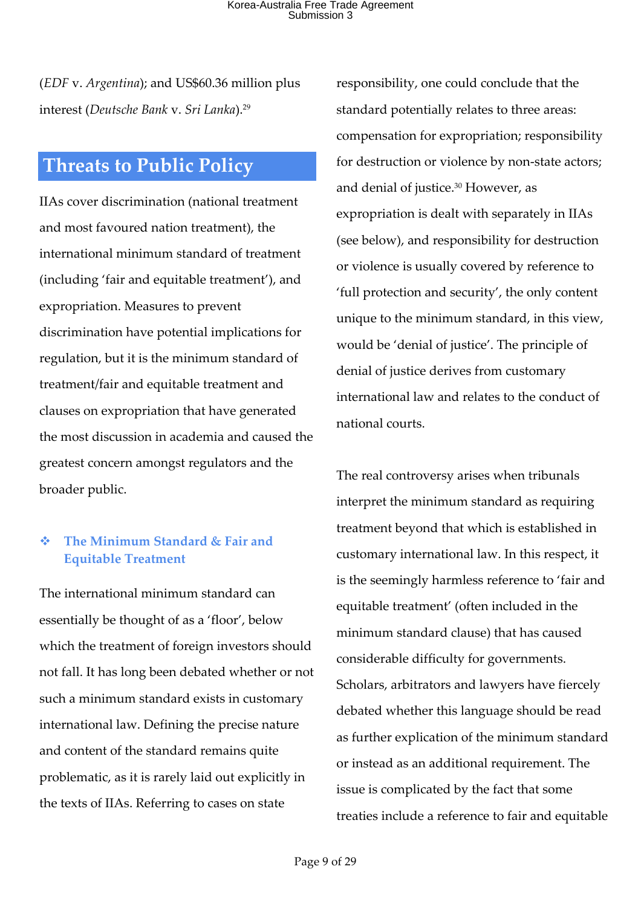(*EDF* v. *Argentina*); and US$60.36 million plus interest (*Deutsche Bank* v. *Sri Lanka*).[29]

## Threats to Public Policy

IIAs cover discrimination (national treatment and most favoured nation treatment), the international minimum standard of treatment (including 'fair and equitable treatment'), and expropriation. Measures to prevent discrimination have potential implications for regulation, but it is the minimum standard of treatment/fair and equitable treatment and clauses on expropriation that have generated the most discussion in academia and caused the greatest concern amongst regulators and the broader public.

### ❖ The Minimum Standard & Fair and Equitable Treatment

The international minimum standard can essentially be thought of as a 'floor', below which the treatment of foreign investors should not fall. It has long been debated whether or not such a minimum standard exists in customary international law. Defining the precise nature and content of the standard remains quite problematic, as it is rarely laid out explicitly in the texts of IIAs. Referring to cases on state responsibility, one could conclude that the standard potentially relates to three areas: compensation for expropriation; responsibility for destruction or violence by non-state actors; and denial of justice.[30] However, as expropriation is dealt with separately in IIAs (see below), and responsibility for destruction or violence is usually covered by reference to 'full protection and security', the only content unique to the minimum standard, in this view, would be 'denial of justice'. The principle of denial of justice derives from customary international law and relates to the conduct of national courts.

The real controversy arises when tribunals interpret the minimum standard as requiring treatment beyond that which is established in customary international law. In this respect, it is the seemingly harmless reference to 'fair and equitable treatment' (often included in the minimum standard clause) that has caused considerable difficulty for governments. Scholars, arbitrators and lawyers have fiercely debated whether this language should be read as further explication of the minimum standard or instead as an additional requirement. The issue is complicated by the fact that some treaties include a reference to fair and equitable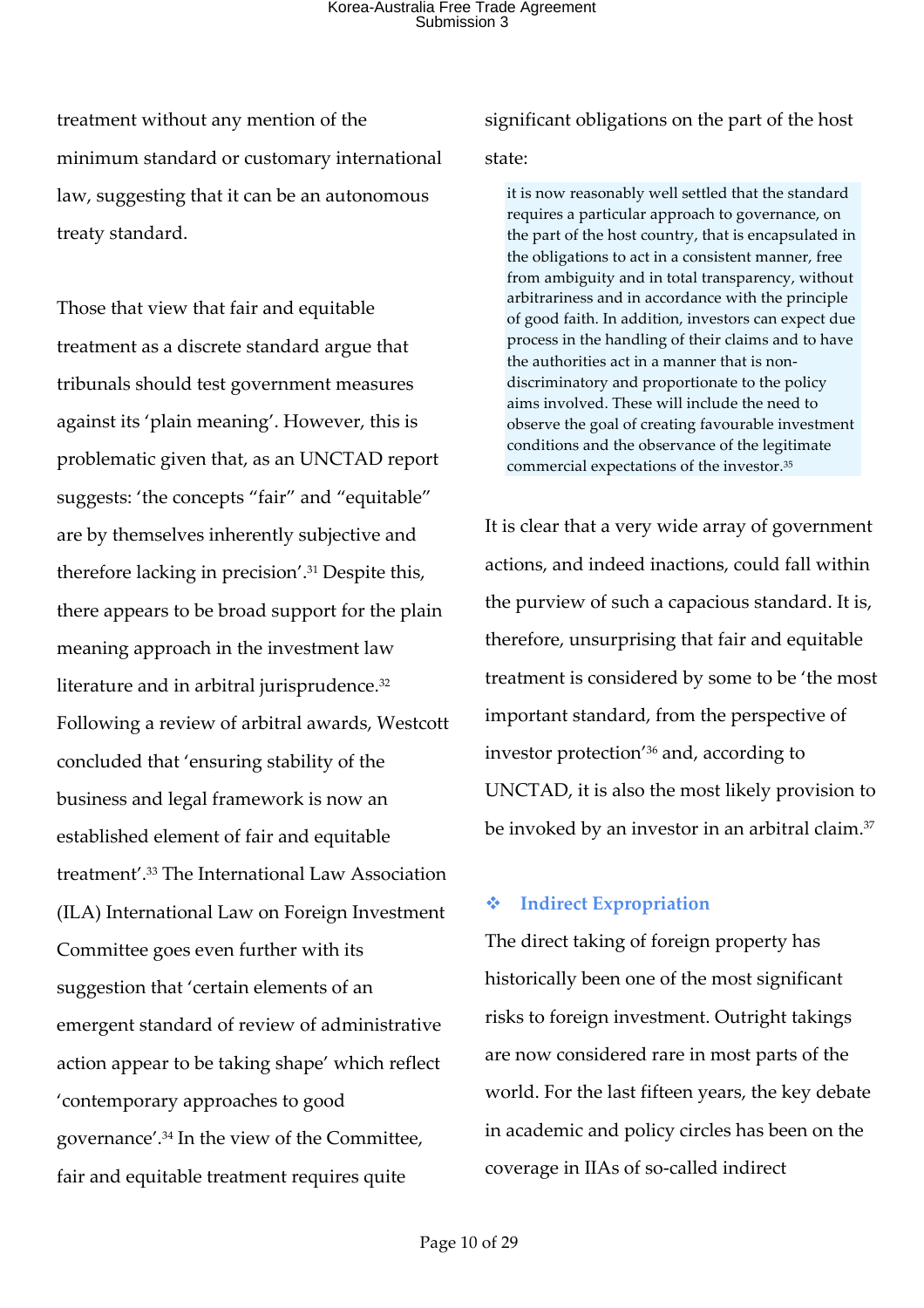treatment without any mention of the minimum standard or customary international law, suggesting that it can be an autonomous treaty standard.

Those that view that fair and equitable treatment as a discrete standard argue that tribunals should test government measures against its 'plain meaning'. However, this is problematic given that, as an UNCTAD report suggests: 'the concepts "fair" and "equitable" are by themselves inherently subjective and therefore lacking in precision'.[31] Despite this, there appears to be broad support for the plain meaning approach in the investment law literature and in arbitral jurisprudence.[32] Following a review of arbitral awards, Westcott concluded that 'ensuring stability of the business and legal framework is now an established element of fair and equitable treatment'.[33] The International Law Association (ILA) International Law on Foreign Investment Committee goes even further with its suggestion that 'certain elements of an emergent standard of review of administrative action appear to be taking shape' which reflect 'contemporary approaches to good governance'.[34] In the view of the Committee, fair and equitable treatment requires quite significant obligations on the part of the host state:

> it is now reasonably well settled that the standard requires a particular approach to governance, on the part of the host country, that is encapsulated in the obligations to act in a consistent manner, free from ambiguity and in total transparency, without arbitrariness and in accordance with the principle of good faith. In addition, investors can expect due process in the handling of their claims and to have the authorities act in a manner that is non-discriminatory and proportionate to the policy aims involved. These will include the need to observe the goal of creating favourable investment conditions and the observance of the legitimate commercial expectations of the investor.[35]

It is clear that a very wide array of government actions, and indeed inactions, could fall within the purview of such a capacious standard. It is, therefore, unsurprising that fair and equitable treatment is considered by some to be 'the most important standard, from the perspective of investor protection'[36] and, according to UNCTAD, it is also the most likely provision to be invoked by an investor in an arbitral claim.[37]

## ❖ Indirect Expropriation

The direct taking of foreign property has historically been one of the most significant risks to foreign investment. Outright takings are now considered rare in most parts of the world. For the last fifteen years, the key debate in academic and policy circles has been on the coverage in IIAs of so-called indirect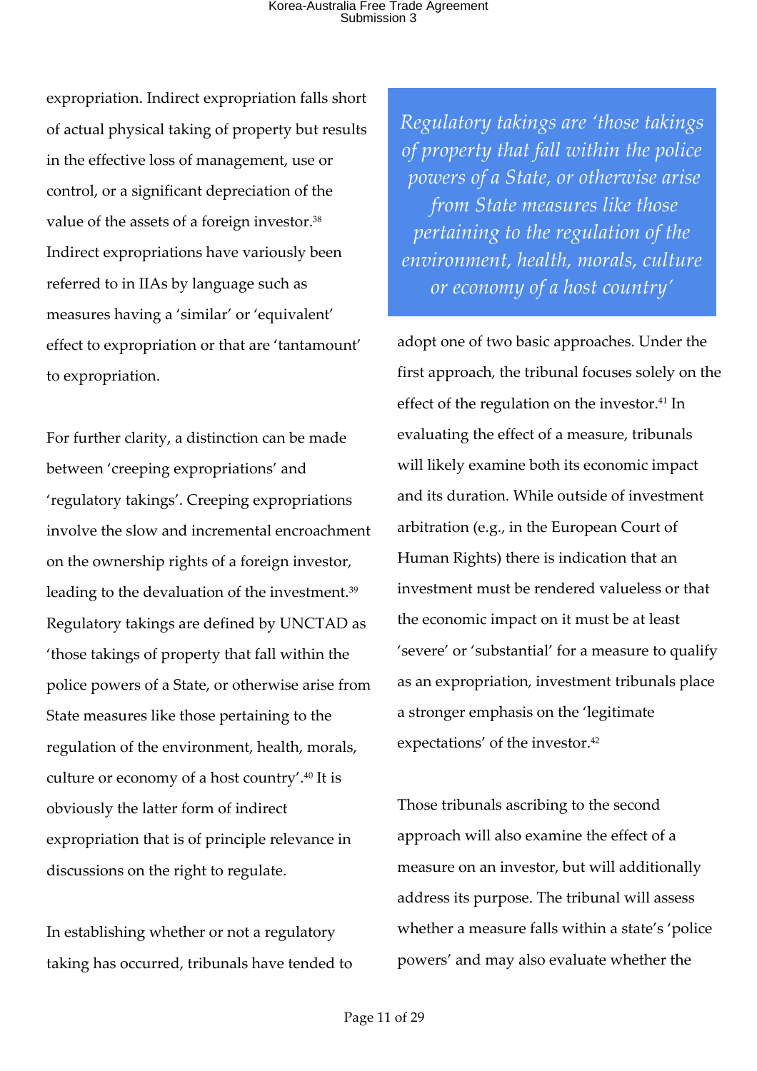expropriation. Indirect expropriation falls short of actual physical taking of property but results in the effective loss of management, use or control, or a significant depreciation of the value of the assets of a foreign investor.[38] Indirect expropriations have variously been referred to in IIAs by language such as measures having a 'similar' or 'equivalent' effect to expropriation or that are 'tantamount' to expropriation.

For further clarity, a distinction can be made between 'creeping expropriations' and 'regulatory takings'. Creeping expropriations involve the slow and incremental encroachment on the ownership rights of a foreign investor, leading to the devaluation of the investment.[39] Regulatory takings are defined by UNCTAD as 'those takings of property that fall within the police powers of a State, or otherwise arise from State measures like those pertaining to the regulation of the environment, health, morals, culture or economy of a host country'.[40] It is obviously the latter form of indirect expropriation that is of principle relevance in discussions on the right to regulate.

> *Regulatory takings are 'those takings of property that fall within the police powers of a State, or otherwise arise from State measures like those pertaining to the regulation of the environment, health, morals, culture or economy of a host country'*

In establishing whether or not a regulatory taking has occurred, tribunals have tended to adopt one of two basic approaches. Under the first approach, the tribunal focuses solely on the effect of the regulation on the investor.[41] In evaluating the effect of a measure, tribunals will likely examine both its economic impact and its duration. While outside of investment arbitration (e.g., in the European Court of Human Rights) there is indication that an investment must be rendered valueless or that the economic impact on it must be at least 'severe' or 'substantial' for a measure to qualify as an expropriation, investment tribunals place a stronger emphasis on the 'legitimate expectations' of the investor.[42]

Those tribunals ascribing to the second approach will also examine the effect of a measure on an investor, but will additionally address its purpose. The tribunal will assess whether a measure falls within a state's 'police powers' and may also evaluate whether the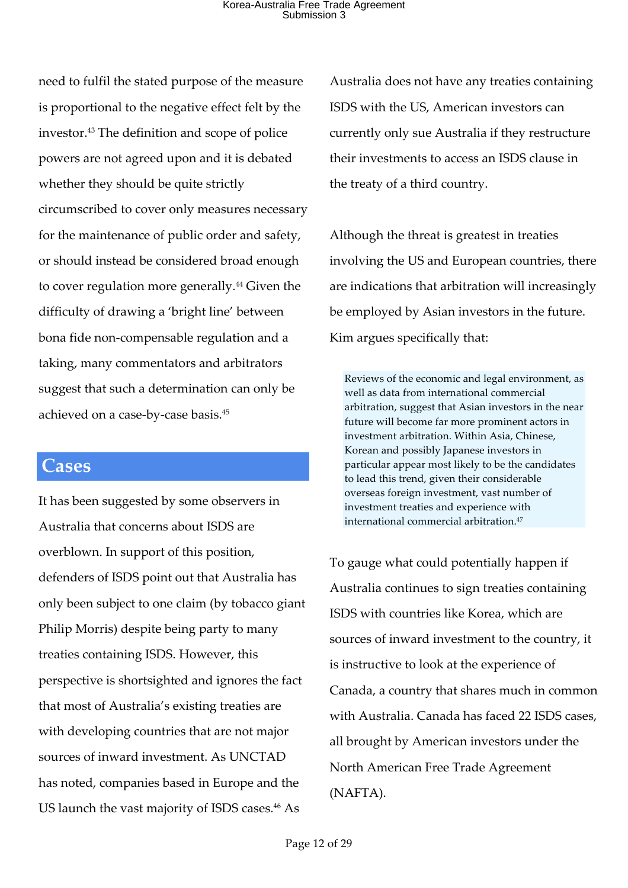need to fulfil the stated purpose of the measure is proportional to the negative effect felt by the investor.[43] The definition and scope of police powers are not agreed upon and it is debated whether they should be quite strictly circumscribed to cover only measures necessary for the maintenance of public order and safety, or should instead be considered broad enough to cover regulation more generally.[44] Given the difficulty of drawing a 'bright line' between bona fide non-compensable regulation and a taking, many commentators and arbitrators suggest that such a determination can only be achieved on a case-by-case basis.[45]

## Cases

It has been suggested by some observers in Australia that concerns about ISDS are overblown. In support of this position, defenders of ISDS point out that Australia has only been subject to one claim (by tobacco giant Philip Morris) despite being party to many treaties containing ISDS. However, this perspective is shortsighted and ignores the fact that most of Australia's existing treaties are with developing countries that are not major sources of inward investment. As UNCTAD has noted, companies based in Europe and the US launch the vast majority of ISDS cases.[46] As Australia does not have any treaties containing ISDS with the US, American investors can currently only sue Australia if they restructure their investments to access an ISDS clause in the treaty of a third country.

Although the threat is greatest in treaties involving the US and European countries, there are indications that arbitration will increasingly be employed by Asian investors in the future. Kim argues specifically that:

> Reviews of the economic and legal environment, as well as data from international commercial arbitration, suggest that Asian investors in the near future will become far more prominent actors in investment arbitration. Within Asia, Chinese, Korean and possibly Japanese investors in particular appear most likely to be the candidates to lead this trend, given their considerable overseas foreign investment, vast number of investment treaties and experience with international commercial arbitration.[47]

To gauge what could potentially happen if Australia continues to sign treaties containing ISDS with countries like Korea, which are sources of inward investment to the country, it is instructive to look at the experience of Canada, a country that shares much in common with Australia. Canada has faced 22 ISDS cases, all brought by American investors under the North American Free Trade Agreement (NAFTA).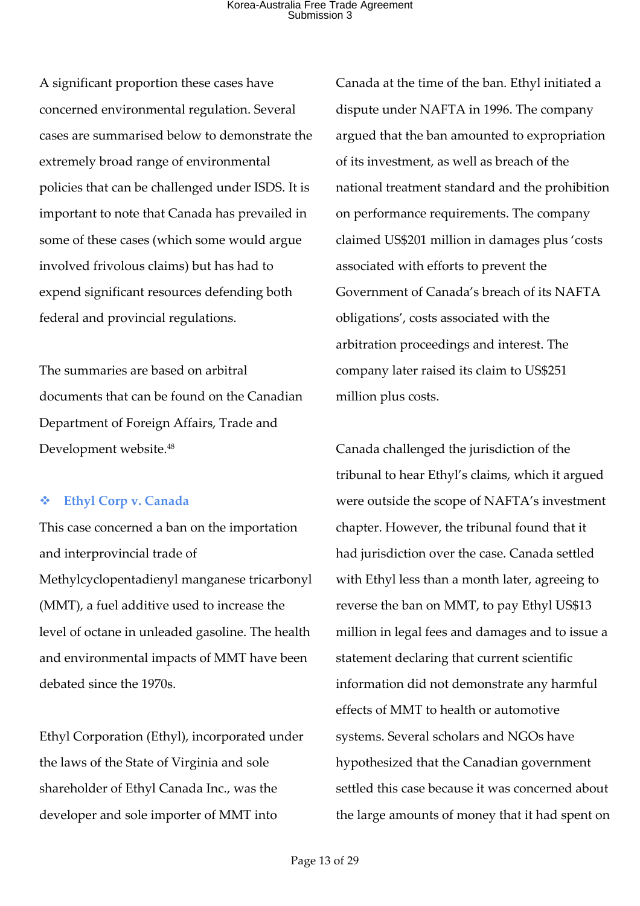A significant proportion these cases have concerned environmental regulation. Several cases are summarised below to demonstrate the extremely broad range of environmental policies that can be challenged under ISDS. It is important to note that Canada has prevailed in some of these cases (which some would argue involved frivolous claims) but has had to expend significant resources defending both federal and provincial regulations.

The summaries are based on arbitral documents that can be found on the Canadian Department of Foreign Affairs, Trade and Development website.[48]

### ❖ Ethyl Corp v. Canada

This case concerned a ban on the importation and interprovincial trade of Methylcyclopentadienyl manganese tricarbonyl (MMT), a fuel additive used to increase the level of octane in unleaded gasoline. The health and environmental impacts of MMT have been debated since the 1970s.

Ethyl Corporation (Ethyl), incorporated under the laws of the State of Virginia and sole shareholder of Ethyl Canada Inc., was the developer and sole importer of MMT into Canada at the time of the ban. Ethyl initiated a dispute under NAFTA in 1996. The company argued that the ban amounted to expropriation of its investment, as well as breach of the national treatment standard and the prohibition on performance requirements. The company claimed US$201 million in damages plus 'costs associated with efforts to prevent the Government of Canada's breach of its NAFTA obligations', costs associated with the arbitration proceedings and interest. The company later raised its claim to US$251 million plus costs.

Canada challenged the jurisdiction of the tribunal to hear Ethyl's claims, which it argued were outside the scope of NAFTA's investment chapter. However, the tribunal found that it had jurisdiction over the case. Canada settled with Ethyl less than a month later, agreeing to reverse the ban on MMT, to pay Ethyl US$13 million in legal fees and damages and to issue a statement declaring that current scientific information did not demonstrate any harmful effects of MMT to health or automotive systems. Several scholars and NGOs have hypothesized that the Canadian government settled this case because it was concerned about the large amounts of money that it had spent on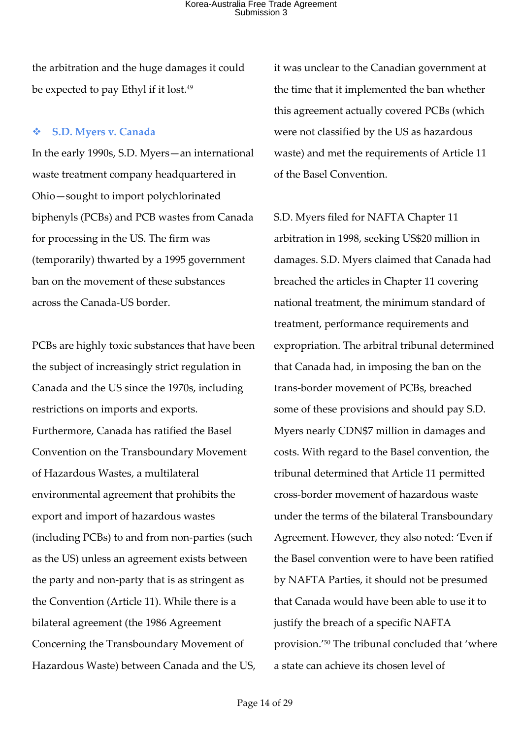the arbitration and the huge damages it could be expected to pay Ethyl if it lost.[49]

### ❖ S.D. Myers v. Canada

In the early 1990s, S.D. Myers—an international waste treatment company headquartered in Ohio—sought to import polychlorinated biphenyls (PCBs) and PCB wastes from Canada for processing in the US. The firm was (temporarily) thwarted by a 1995 government ban on the movement of these substances across the Canada-US border.

PCBs are highly toxic substances that have been the subject of increasingly strict regulation in Canada and the US since the 1970s, including restrictions on imports and exports. Furthermore, Canada has ratified the Basel Convention on the Transboundary Movement of Hazardous Wastes, a multilateral environmental agreement that prohibits the export and import of hazardous wastes (including PCBs) to and from non-parties (such as the US) unless an agreement exists between the party and non-party that is as stringent as the Convention (Article 11). While there is a bilateral agreement (the 1986 Agreement Concerning the Transboundary Movement of Hazardous Waste) between Canada and the US, it was unclear to the Canadian government at the time that it implemented the ban whether this agreement actually covered PCBs (which were not classified by the US as hazardous waste) and met the requirements of Article 11 of the Basel Convention.

S.D. Myers filed for NAFTA Chapter 11 arbitration in 1998, seeking US$20 million in damages. S.D. Myers claimed that Canada had breached the articles in Chapter 11 covering national treatment, the minimum standard of treatment, performance requirements and expropriation. The arbitral tribunal determined that Canada had, in imposing the ban on the trans-border movement of PCBs, breached some of these provisions and should pay S.D. Myers nearly CDN$7 million in damages and costs. With regard to the Basel convention, the tribunal determined that Article 11 permitted cross-border movement of hazardous waste under the terms of the bilateral Transboundary Agreement. However, they also noted: 'Even if the Basel convention were to have been ratified by NAFTA Parties, it should not be presumed that Canada would have been able to use it to justify the breach of a specific NAFTA provision.'[50] The tribunal concluded that 'where a state can achieve its chosen level of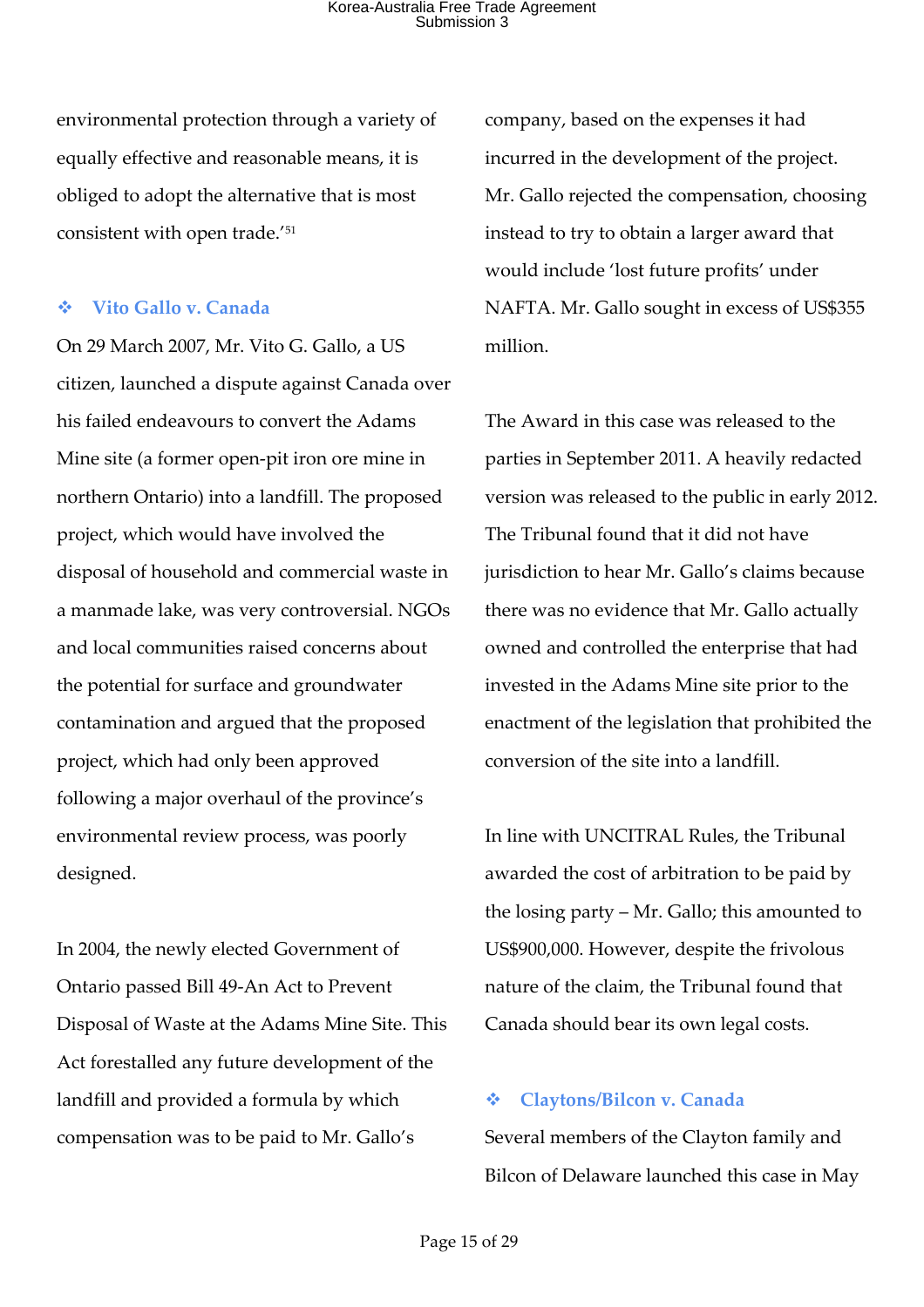environmental protection through a variety of equally effective and reasonable means, it is obliged to adopt the alternative that is most consistent with open trade.'[51]

### ❖ Vito Gallo v. Canada

On 29 March 2007, Mr. Vito G. Gallo, a US citizen, launched a dispute against Canada over his failed endeavours to convert the Adams Mine site (a former open-pit iron ore mine in northern Ontario) into a landfill. The proposed project, which would have involved the disposal of household and commercial waste in a manmade lake, was very controversial. NGOs and local communities raised concerns about the potential for surface and groundwater contamination and argued that the proposed project, which had only been approved following a major overhaul of the province's environmental review process, was poorly designed.

In 2004, the newly elected Government of Ontario passed Bill 49-An Act to Prevent Disposal of Waste at the Adams Mine Site. This Act forestalled any future development of the landfill and provided a formula by which compensation was to be paid to Mr. Gallo's company, based on the expenses it had incurred in the development of the project. Mr. Gallo rejected the compensation, choosing instead to try to obtain a larger award that would include 'lost future profits' under NAFTA. Mr. Gallo sought in excess of US$355 million.

The Award in this case was released to the parties in September 2011. A heavily redacted version was released to the public in early 2012. The Tribunal found that it did not have jurisdiction to hear Mr. Gallo's claims because there was no evidence that Mr. Gallo actually owned and controlled the enterprise that had invested in the Adams Mine site prior to the enactment of the legislation that prohibited the conversion of the site into a landfill.

In line with UNCITRAL Rules, the Tribunal awarded the cost of arbitration to be paid by the losing party – Mr. Gallo; this amounted to US$900,000. However, despite the frivolous nature of the claim, the Tribunal found that Canada should bear its own legal costs.

### ❖ Claytons/Bilcon v. Canada

Several members of the Clayton family and Bilcon of Delaware launched this case in May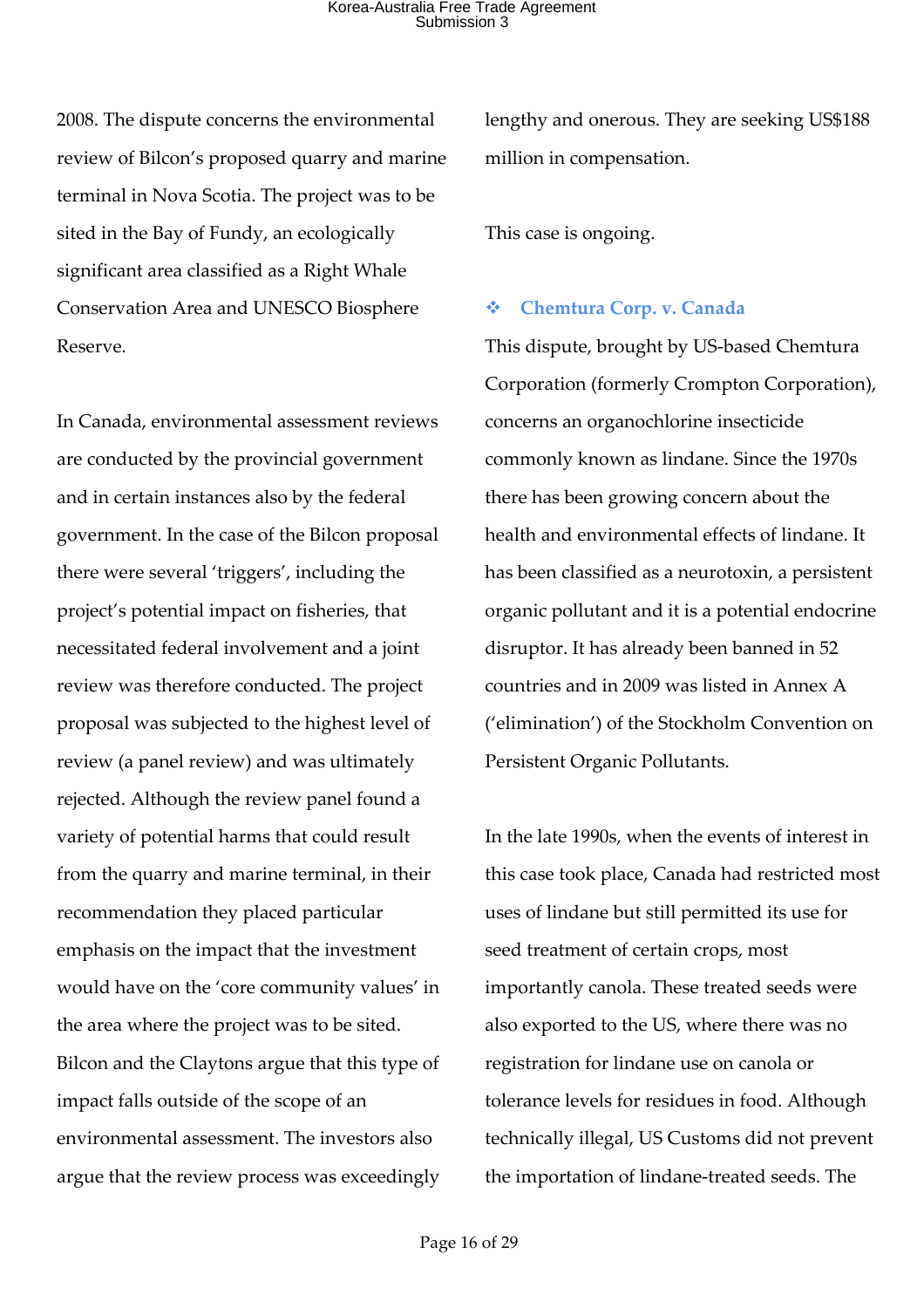2008. The dispute concerns the environmental review of Bilcon's proposed quarry and marine terminal in Nova Scotia. The project was to be sited in the Bay of Fundy, an ecologically significant area classified as a Right Whale Conservation Area and UNESCO Biosphere Reserve.

In Canada, environmental assessment reviews are conducted by the provincial government and in certain instances also by the federal government. In the case of the Bilcon proposal there were several 'triggers', including the project's potential impact on fisheries, that necessitated federal involvement and a joint review was therefore conducted. The project proposal was subjected to the highest level of review (a panel review) and was ultimately rejected. Although the review panel found a variety of potential harms that could result from the quarry and marine terminal, in their recommendation they placed particular emphasis on the impact that the investment would have on the 'core community values' in the area where the project was to be sited. Bilcon and the Claytons argue that this type of impact falls outside of the scope of an environmental assessment. The investors also argue that the review process was exceedingly lengthy and onerous. They are seeking US$188 million in compensation.

This case is ongoing.

### ❖ Chemtura Corp. v. Canada

This dispute, brought by US-based Chemtura Corporation (formerly Crompton Corporation), concerns an organochlorine insecticide commonly known as lindane. Since the 1970s there has been growing concern about the health and environmental effects of lindane. It has been classified as a neurotoxin, a persistent organic pollutant and it is a potential endocrine disruptor. It has already been banned in 52 countries and in 2009 was listed in Annex A ('elimination') of the Stockholm Convention on Persistent Organic Pollutants.

In the late 1990s, when the events of interest in this case took place, Canada had restricted most uses of lindane but still permitted its use for seed treatment of certain crops, most importantly canola. These treated seeds were also exported to the US, where there was no registration for lindane use on canola or tolerance levels for residues in food. Although technically illegal, US Customs did not prevent the importation of lindane-treated seeds. The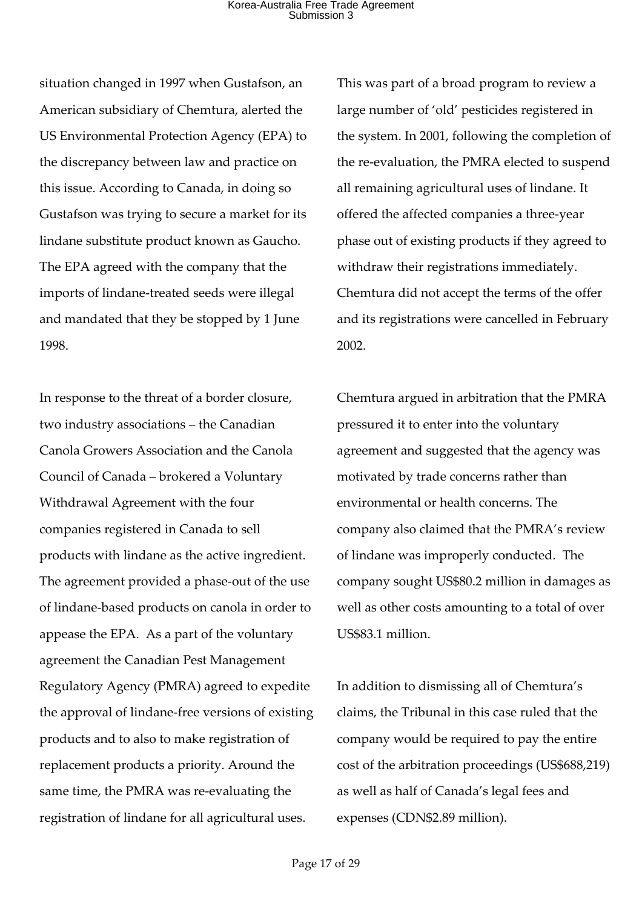situation changed in 1997 when Gustafson, an American subsidiary of Chemtura, alerted the US Environmental Protection Agency (EPA) to the discrepancy between law and practice on this issue. According to Canada, in doing so Gustafson was trying to secure a market for its lindane substitute product known as Gaucho. The EPA agreed with the company that the imports of lindane-treated seeds were illegal and mandated that they be stopped by 1 June 1998.

In response to the threat of a border closure, two industry associations – the Canadian Canola Growers Association and the Canola Council of Canada – brokered a Voluntary Withdrawal Agreement with the four companies registered in Canada to sell products with lindane as the active ingredient. The agreement provided a phase-out of the use of lindane-based products on canola in order to appease the EPA. As a part of the voluntary agreement the Canadian Pest Management Regulatory Agency (PMRA) agreed to expedite the approval of lindane-free versions of existing products and to also to make registration of replacement products a priority. Around the same time, the PMRA was re-evaluating the registration of lindane for all agricultural uses. This was part of a broad program to review a large number of 'old' pesticides registered in the system. In 2001, following the completion of the re-evaluation, the PMRA elected to suspend all remaining agricultural uses of lindane. It offered the affected companies a three-year phase out of existing products if they agreed to withdraw their registrations immediately. Chemtura did not accept the terms of the offer and its registrations were cancelled in February 2002.

Chemtura argued in arbitration that the PMRA pressured it to enter into the voluntary agreement and suggested that the agency was motivated by trade concerns rather than environmental or health concerns. The company also claimed that the PMRA's review of lindane was improperly conducted. The company sought US$80.2 million in damages as well as other costs amounting to a total of over US$83.1 million.

In addition to dismissing all of Chemtura's claims, the Tribunal in this case ruled that the company would be required to pay the entire cost of the arbitration proceedings (US$688,219) as well as half of Canada's legal fees and expenses (CDN$2.89 million).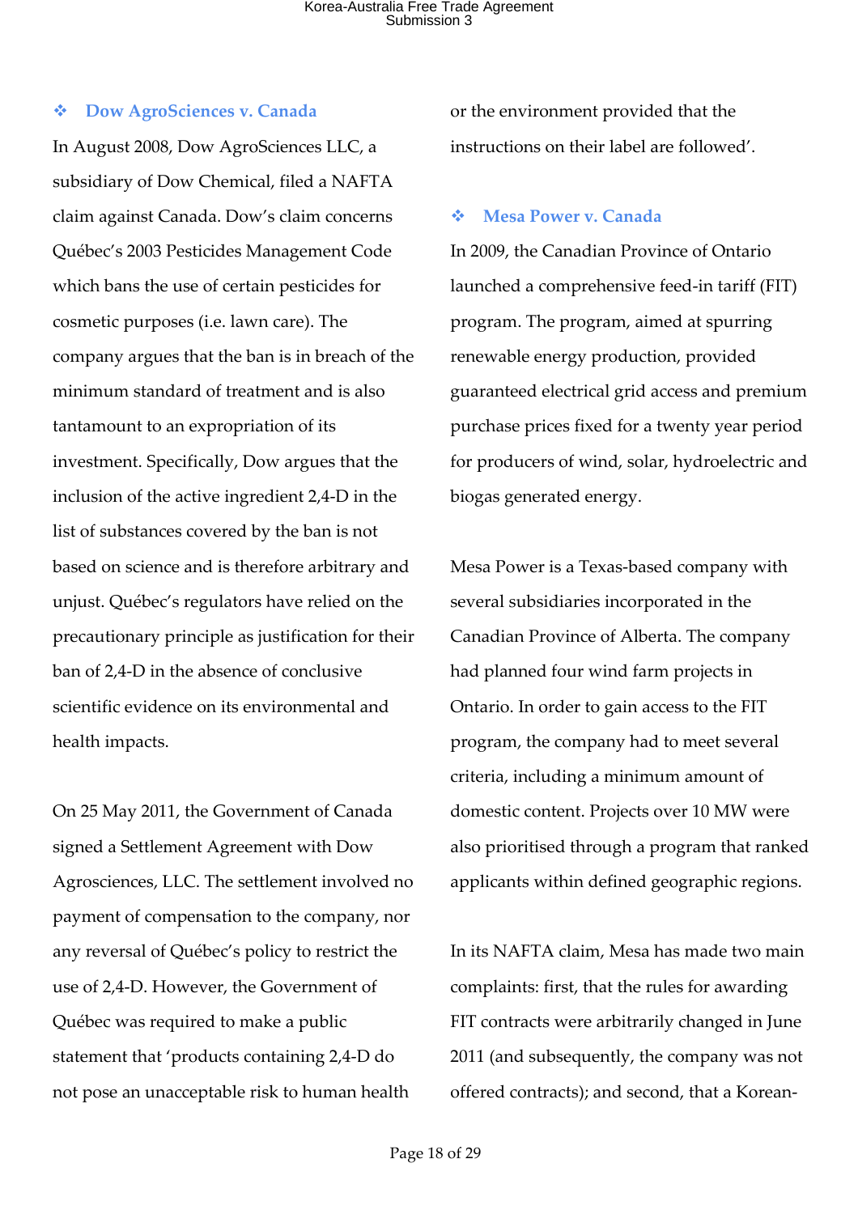### ❖ Dow AgroSciences v. Canada

In August 2008, Dow AgroSciences LLC, a subsidiary of Dow Chemical, filed a NAFTA claim against Canada. Dow's claim concerns Québec's 2003 Pesticides Management Code which bans the use of certain pesticides for cosmetic purposes (i.e. lawn care). The company argues that the ban is in breach of the minimum standard of treatment and is also tantamount to an expropriation of its investment. Specifically, Dow argues that the inclusion of the active ingredient 2,4-D in the list of substances covered by the ban is not based on science and is therefore arbitrary and unjust. Québec's regulators have relied on the precautionary principle as justification for their ban of 2,4-D in the absence of conclusive scientific evidence on its environmental and health impacts.

On 25 May 2011, the Government of Canada signed a Settlement Agreement with Dow Agrosciences, LLC. The settlement involved no payment of compensation to the company, nor any reversal of Québec's policy to restrict the use of 2,4-D. However, the Government of Québec was required to make a public statement that 'products containing 2,4-D do not pose an unacceptable risk to human health or the environment provided that the instructions on their label are followed'.

### ❖ Mesa Power v. Canada

In 2009, the Canadian Province of Ontario launched a comprehensive feed-in tariff (FIT) program. The program, aimed at spurring renewable energy production, provided guaranteed electrical grid access and premium purchase prices fixed for a twenty year period for producers of wind, solar, hydroelectric and biogas generated energy.

Mesa Power is a Texas-based company with several subsidiaries incorporated in the Canadian Province of Alberta. The company had planned four wind farm projects in Ontario. In order to gain access to the FIT program, the company had to meet several criteria, including a minimum amount of domestic content. Projects over 10 MW were also prioritised through a program that ranked applicants within defined geographic regions.

In its NAFTA claim, Mesa has made two main complaints: first, that the rules for awarding FIT contracts were arbitrarily changed in June 2011 (and subsequently, the company was not offered contracts); and second, that a Korean-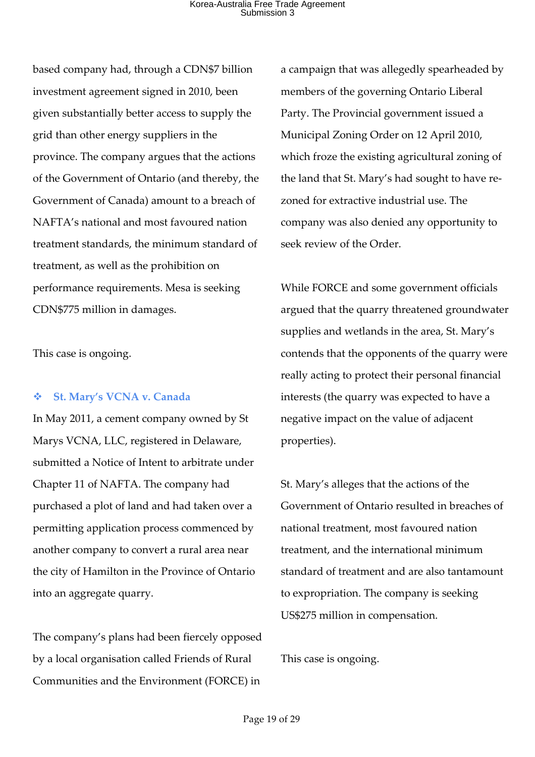based company had, through a CDN$7 billion investment agreement signed in 2010, been given substantially better access to supply the grid than other energy suppliers in the province. The company argues that the actions of the Government of Ontario (and thereby, the Government of Canada) amount to a breach of NAFTA's national and most favoured nation treatment standards, the minimum standard of treatment, as well as the prohibition on performance requirements. Mesa is seeking CDN$775 million in damages.

This case is ongoing.

### ❖ St. Mary's VCNA v. Canada

In May 2011, a cement company owned by St Marys VCNA, LLC, registered in Delaware, submitted a Notice of Intent to arbitrate under Chapter 11 of NAFTA. The company had purchased a plot of land and had taken over a permitting application process commenced by another company to convert a rural area near the city of Hamilton in the Province of Ontario into an aggregate quarry.

The company's plans had been fiercely opposed by a local organisation called Friends of Rural Communities and the Environment (FORCE) in a campaign that was allegedly spearheaded by members of the governing Ontario Liberal Party. The Provincial government issued a Municipal Zoning Order on 12 April 2010, which froze the existing agricultural zoning of the land that St. Mary's had sought to have re-zoned for extractive industrial use. The company was also denied any opportunity to seek review of the Order.

While FORCE and some government officials argued that the quarry threatened groundwater supplies and wetlands in the area, St. Mary's contends that the opponents of the quarry were really acting to protect their personal financial interests (the quarry was expected to have a negative impact on the value of adjacent properties).

St. Mary's alleges that the actions of the Government of Ontario resulted in breaches of national treatment, most favoured nation treatment, and the international minimum standard of treatment and are also tantamount to expropriation. The company is seeking US$275 million in compensation.

This case is ongoing.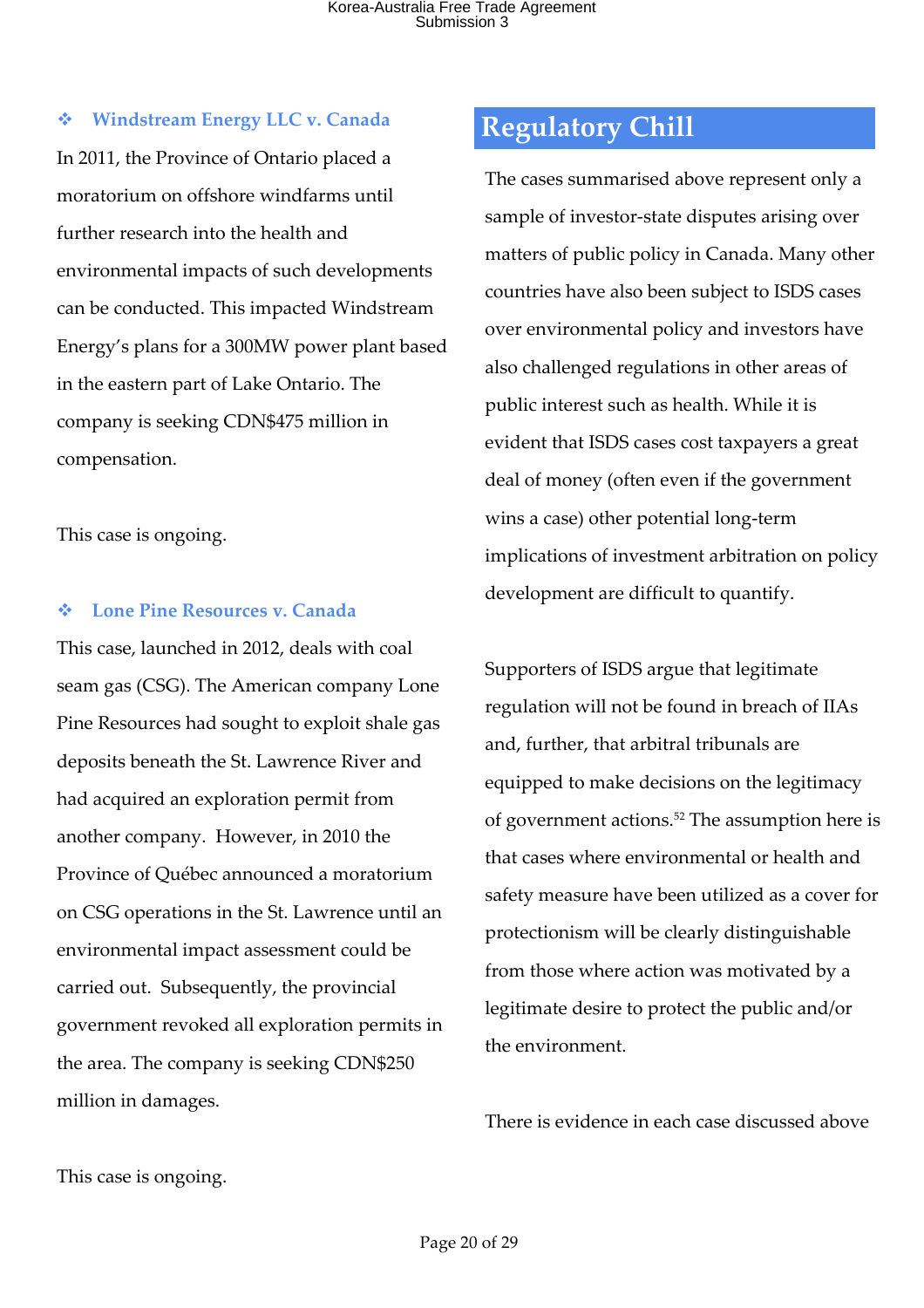### ❖ Windstream Energy LLC v. Canada

In 2011, the Province of Ontario placed a moratorium on offshore windfarms until further research into the health and environmental impacts of such developments can be conducted. This impacted Windstream Energy's plans for a 300MW power plant based in the eastern part of Lake Ontario. The company is seeking CDN$475 million in compensation.

This case is ongoing.

### ❖ Lone Pine Resources v. Canada

This case, launched in 2012, deals with coal seam gas (CSG). The American company Lone Pine Resources had sought to exploit shale gas deposits beneath the St. Lawrence River and had acquired an exploration permit from another company. However, in 2010 the Province of Québec announced a moratorium on CSG operations in the St. Lawrence until an environmental impact assessment could be carried out. Subsequently, the provincial government revoked all exploration permits in the area. The company is seeking CDN$250 million in damages.

This case is ongoing.

## Regulatory Chill

The cases summarised above represent only a sample of investor-state disputes arising over matters of public policy in Canada. Many other countries have also been subject to ISDS cases over environmental policy and investors have also challenged regulations in other areas of public interest such as health. While it is evident that ISDS cases cost taxpayers a great deal of money (often even if the government wins a case) other potential long-term implications of investment arbitration on policy development are difficult to quantify.

Supporters of ISDS argue that legitimate regulation will not be found in breach of IIAs and, further, that arbitral tribunals are equipped to make decisions on the legitimacy of government actions.[52] The assumption here is that cases where environmental or health and safety measure have been utilized as a cover for protectionism will be clearly distinguishable from those where action was motivated by a legitimate desire to protect the public and/or the environment.

There is evidence in each case discussed above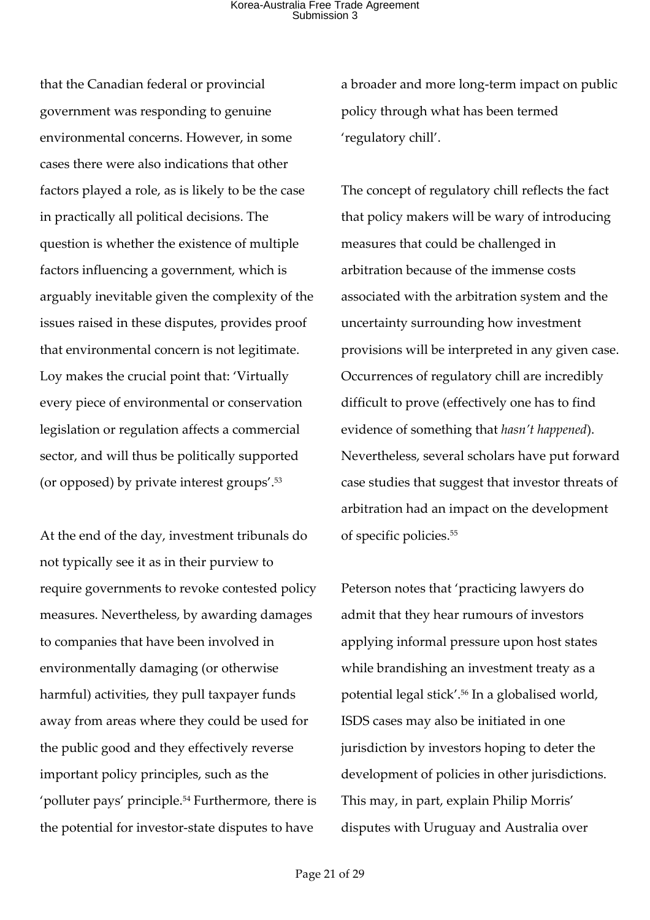that the Canadian federal or provincial government was responding to genuine environmental concerns. However, in some cases there were also indications that other factors played a role, as is likely to be the case in practically all political decisions. The question is whether the existence of multiple factors influencing a government, which is arguably inevitable given the complexity of the issues raised in these disputes, provides proof that environmental concern is not legitimate. Loy makes the crucial point that: 'Virtually every piece of environmental or conservation legislation or regulation affects a commercial sector, and will thus be politically supported (or opposed) by private interest groups'.[53]

At the end of the day, investment tribunals do not typically see it as in their purview to require governments to revoke contested policy measures. Nevertheless, by awarding damages to companies that have been involved in environmentally damaging (or otherwise harmful) activities, they pull taxpayer funds away from areas where they could be used for the public good and they effectively reverse important policy principles, such as the 'polluter pays' principle.[54] Furthermore, there is the potential for investor-state disputes to have a broader and more long-term impact on public policy through what has been termed 'regulatory chill'.

The concept of regulatory chill reflects the fact that policy makers will be wary of introducing measures that could be challenged in arbitration because of the immense costs associated with the arbitration system and the uncertainty surrounding how investment provisions will be interpreted in any given case. Occurrences of regulatory chill are incredibly difficult to prove (effectively one has to find evidence of something that *hasn't happened*). Nevertheless, several scholars have put forward case studies that suggest that investor threats of arbitration had an impact on the development of specific policies.[55]

Peterson notes that 'practicing lawyers do admit that they hear rumours of investors applying informal pressure upon host states while brandishing an investment treaty as a potential legal stick'.[56] In a globalised world, ISDS cases may also be initiated in one jurisdiction by investors hoping to deter the development of policies in other jurisdictions. This may, in part, explain Philip Morris' disputes with Uruguay and Australia over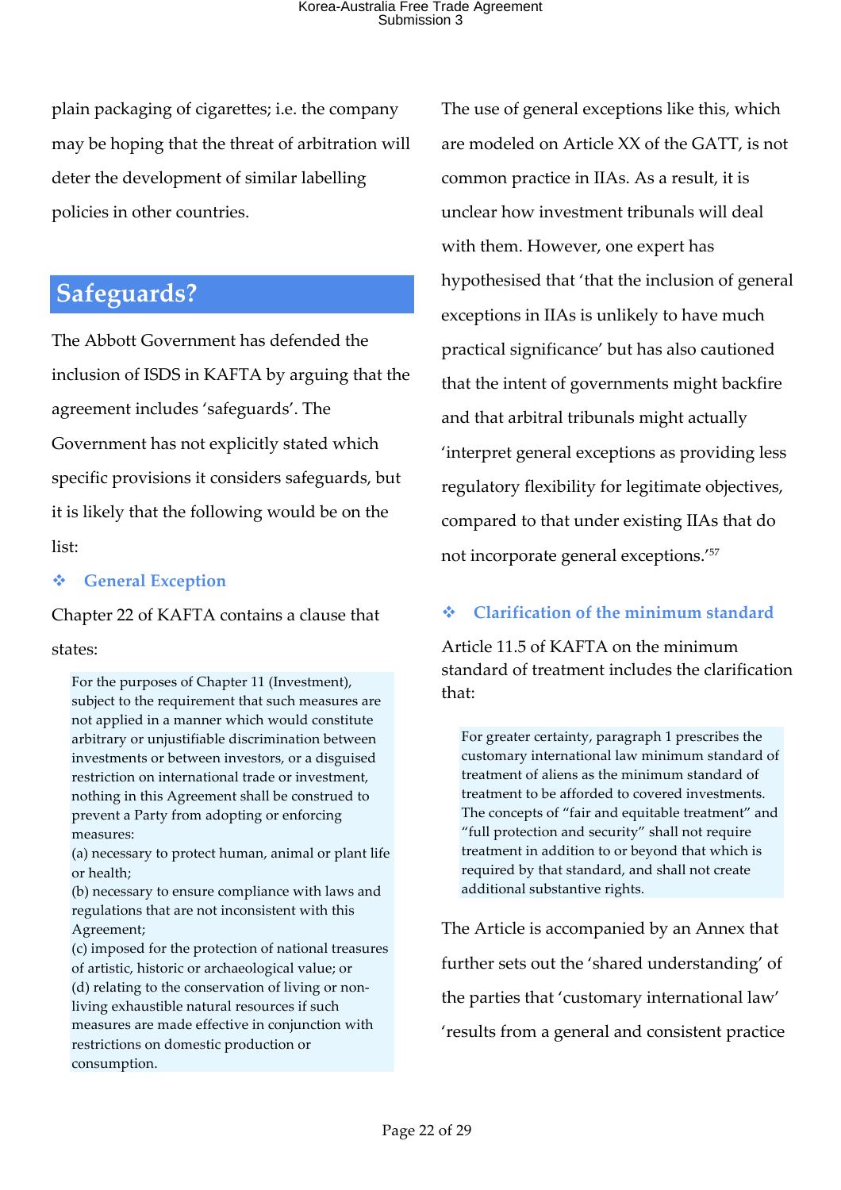plain packaging of cigarettes; i.e. the company may be hoping that the threat of arbitration will deter the development of similar labelling policies in other countries.

## Safeguards?

The Abbott Government has defended the inclusion of ISDS in KAFTA by arguing that the agreement includes 'safeguards'. The Government has not explicitly stated which specific provisions it considers safeguards, but it is likely that the following would be on the list:

### ❖ General Exception

Chapter 22 of KAFTA contains a clause that states:

> For the purposes of Chapter 11 (Investment), subject to the requirement that such measures are not applied in a manner which would constitute arbitrary or unjustifiable discrimination between investments or between investors, or a disguised restriction on international trade or investment, nothing in this Agreement shall be construed to prevent a Party from adopting or enforcing measures:
> (a) necessary to protect human, animal or plant life or health;
> (b) necessary to ensure compliance with laws and regulations that are not inconsistent with this Agreement;
> (c) imposed for the protection of national treasures of artistic, historic or archaeological value; or
> (d) relating to the conservation of living or non-living exhaustible natural resources if such measures are made effective in conjunction with restrictions on domestic production or consumption.

The use of general exceptions like this, which are modeled on Article XX of the GATT, is not common practice in IIAs. As a result, it is unclear how investment tribunals will deal with them. However, one expert has hypothesised that 'that the inclusion of general exceptions in IIAs is unlikely to have much practical significance' but has also cautioned that the intent of governments might backfire and that arbitral tribunals might actually 'interpret general exceptions as providing less regulatory flexibility for legitimate objectives, compared to that under existing IIAs that do not incorporate general exceptions.'[57]

### ❖ Clarification of the minimum standard

Article 11.5 of KAFTA on the minimum standard of treatment includes the clarification that:

> For greater certainty, paragraph 1 prescribes the customary international law minimum standard of treatment of aliens as the minimum standard of treatment to be afforded to covered investments. The concepts of "fair and equitable treatment" and "full protection and security" shall not require treatment in addition to or beyond that which is required by that standard, and shall not create additional substantive rights.

The Article is accompanied by an Annex that further sets out the 'shared understanding' of the parties that 'customary international law' 'results from a general and consistent practice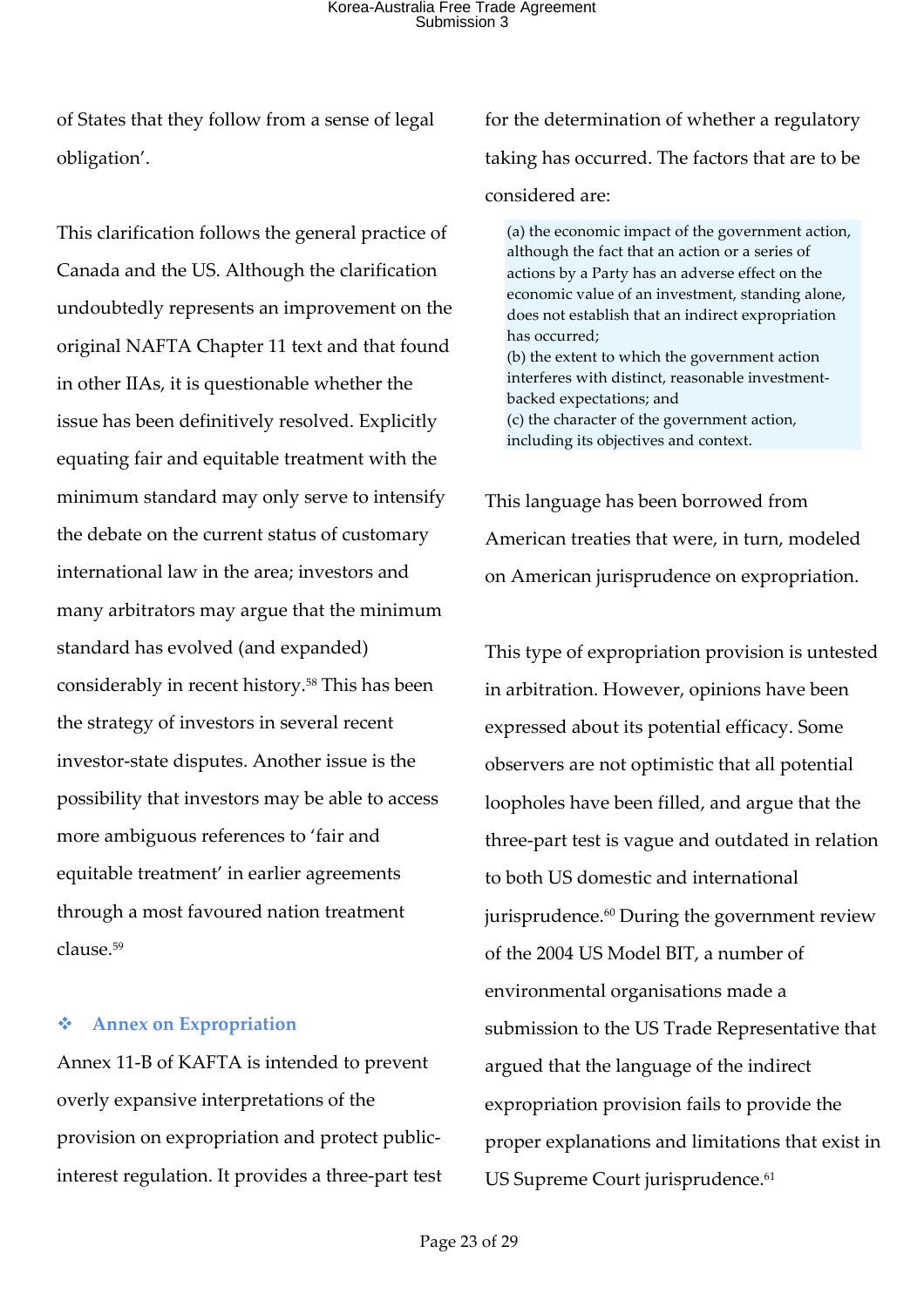of States that they follow from a sense of legal obligation'.

This clarification follows the general practice of Canada and the US. Although the clarification undoubtedly represents an improvement on the original NAFTA Chapter 11 text and that found in other IIAs, it is questionable whether the issue has been definitively resolved. Explicitly equating fair and equitable treatment with the minimum standard may only serve to intensify the debate on the current status of customary international law in the area; investors and many arbitrators may argue that the minimum standard has evolved (and expanded) considerably in recent history.[58] This has been the strategy of investors in several recent investor-state disputes. Another issue is the possibility that investors may be able to access more ambiguous references to 'fair and equitable treatment' in earlier agreements through a most favoured nation treatment clause.[59]

### ❖ Annex on Expropriation

Annex 11-B of KAFTA is intended to prevent overly expansive interpretations of the provision on expropriation and protect public-interest regulation. It provides a three-part test for the determination of whether a regulatory taking has occurred. The factors that are to be considered are:

> (a) the economic impact of the government action, although the fact that an action or a series of actions by a Party has an adverse effect on the economic value of an investment, standing alone, does not establish that an indirect expropriation has occurred;
> (b) the extent to which the government action interferes with distinct, reasonable investment-backed expectations; and
> (c) the character of the government action, including its objectives and context.

This language has been borrowed from American treaties that were, in turn, modeled on American jurisprudence on expropriation.

This type of expropriation provision is untested in arbitration. However, opinions have been expressed about its potential efficacy. Some observers are not optimistic that all potential loopholes have been filled, and argue that the three-part test is vague and outdated in relation to both US domestic and international jurisprudence.[60] During the government review of the 2004 US Model BIT, a number of environmental organisations made a submission to the US Trade Representative that argued that the language of the indirect expropriation provision fails to provide the proper explanations and limitations that exist in US Supreme Court jurisprudence.[61]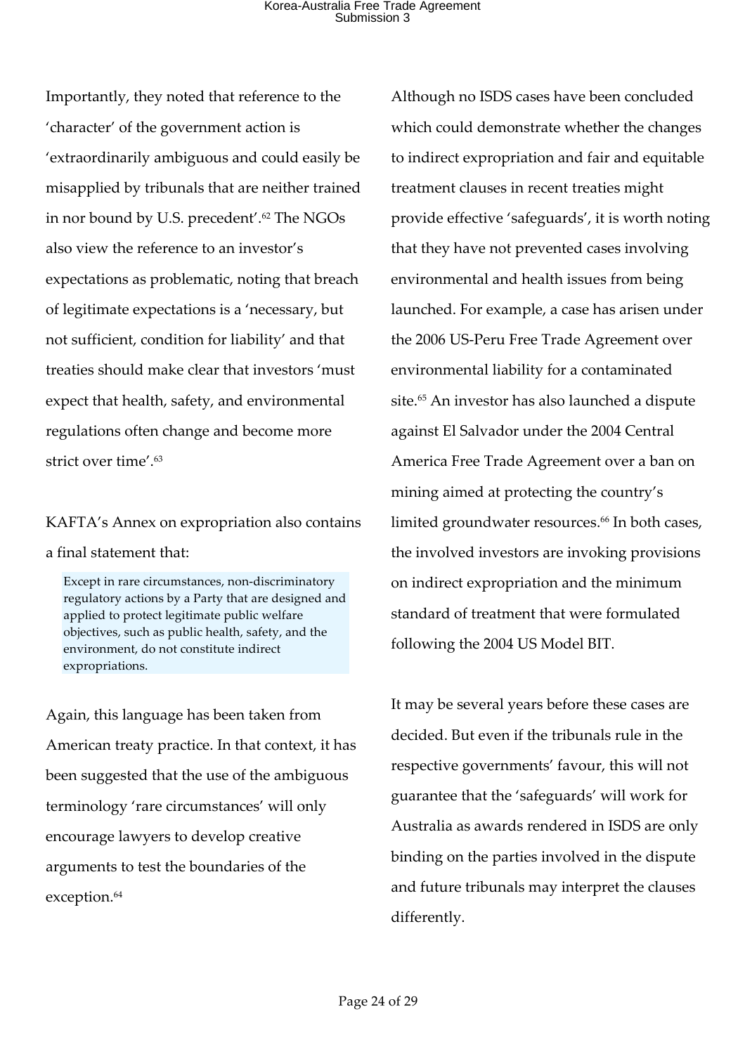Importantly, they noted that reference to the 'character' of the government action is 'extraordinarily ambiguous and could easily be misapplied by tribunals that are neither trained in nor bound by U.S. precedent'.[62] The NGOs also view the reference to an investor's expectations as problematic, noting that breach of legitimate expectations is a 'necessary, but not sufficient, condition for liability' and that treaties should make clear that investors 'must expect that health, safety, and environmental regulations often change and become more strict over time'.[63]

KAFTA's Annex on expropriation also contains a final statement that:

> Except in rare circumstances, non-discriminatory regulatory actions by a Party that are designed and applied to protect legitimate public welfare objectives, such as public health, safety, and the environment, do not constitute indirect expropriations.

Again, this language has been taken from American treaty practice. In that context, it has been suggested that the use of the ambiguous terminology 'rare circumstances' will only encourage lawyers to develop creative arguments to test the boundaries of the exception.[64]

Although no ISDS cases have been concluded which could demonstrate whether the changes to indirect expropriation and fair and equitable treatment clauses in recent treaties might provide effective 'safeguards', it is worth noting that they have not prevented cases involving environmental and health issues from being launched. For example, a case has arisen under the 2006 US-Peru Free Trade Agreement over environmental liability for a contaminated site.[65] An investor has also launched a dispute against El Salvador under the 2004 Central America Free Trade Agreement over a ban on mining aimed at protecting the country's limited groundwater resources.[66] In both cases, the involved investors are invoking provisions on indirect expropriation and the minimum standard of treatment that were formulated following the 2004 US Model BIT.

It may be several years before these cases are decided. But even if the tribunals rule in the respective governments' favour, this will not guarantee that the 'safeguards' will work for Australia as awards rendered in ISDS are only binding on the parties involved in the dispute and future tribunals may interpret the clauses differently.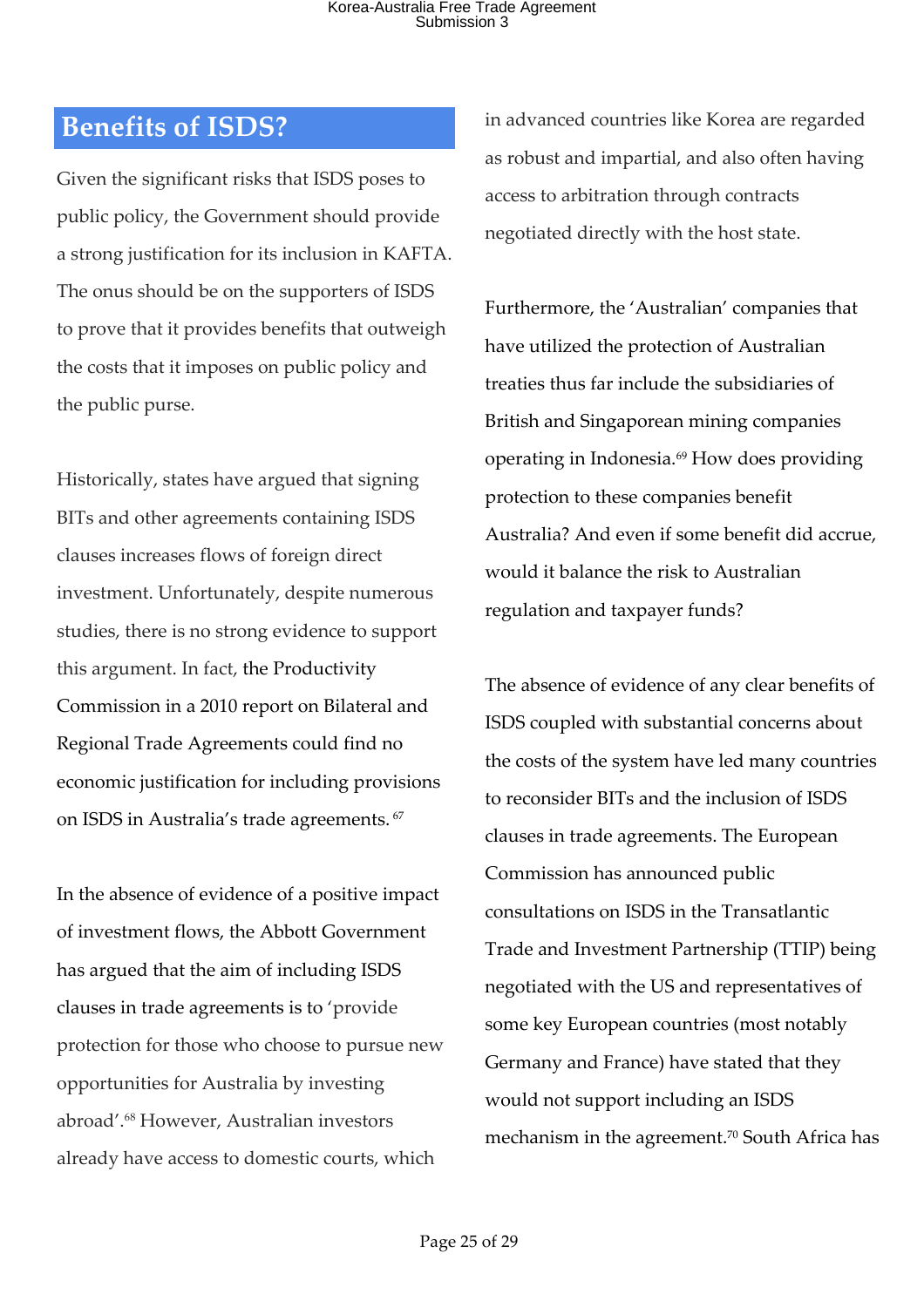## Benefits of ISDS?

Given the significant risks that ISDS poses to public policy, the Government should provide a strong justification for its inclusion in KAFTA. The onus should be on the supporters of ISDS to prove that it provides benefits that outweigh the costs that it imposes on public policy and the public purse.

Historically, states have argued that signing BITs and other agreements containing ISDS clauses increases flows of foreign direct investment. Unfortunately, despite numerous studies, there is no strong evidence to support this argument. In fact, the Productivity Commission in a 2010 report on Bilateral and Regional Trade Agreements could find no economic justification for including provisions on ISDS in Australia's trade agreements. [67]

In the absence of evidence of a positive impact of investment flows, the Abbott Government has argued that the aim of including ISDS clauses in trade agreements is to 'provide protection for those who choose to pursue new opportunities for Australia by investing abroad'.[68] However, Australian investors already have access to domestic courts, which in advanced countries like Korea are regarded as robust and impartial, and also often having access to arbitration through contracts negotiated directly with the host state.

Furthermore, the 'Australian' companies that have utilized the protection of Australian treaties thus far include the subsidiaries of British and Singaporean mining companies operating in Indonesia.[69] How does providing protection to these companies benefit Australia? And even if some benefit did accrue, would it balance the risk to Australian regulation and taxpayer funds?

The absence of evidence of any clear benefits of ISDS coupled with substantial concerns about the costs of the system have led many countries to reconsider BITs and the inclusion of ISDS clauses in trade agreements. The European Commission has announced public consultations on ISDS in the Transatlantic Trade and Investment Partnership (TTIP) being negotiated with the US and representatives of some key European countries (most notably Germany and France) have stated that they would not support including an ISDS mechanism in the agreement.[70] South Africa has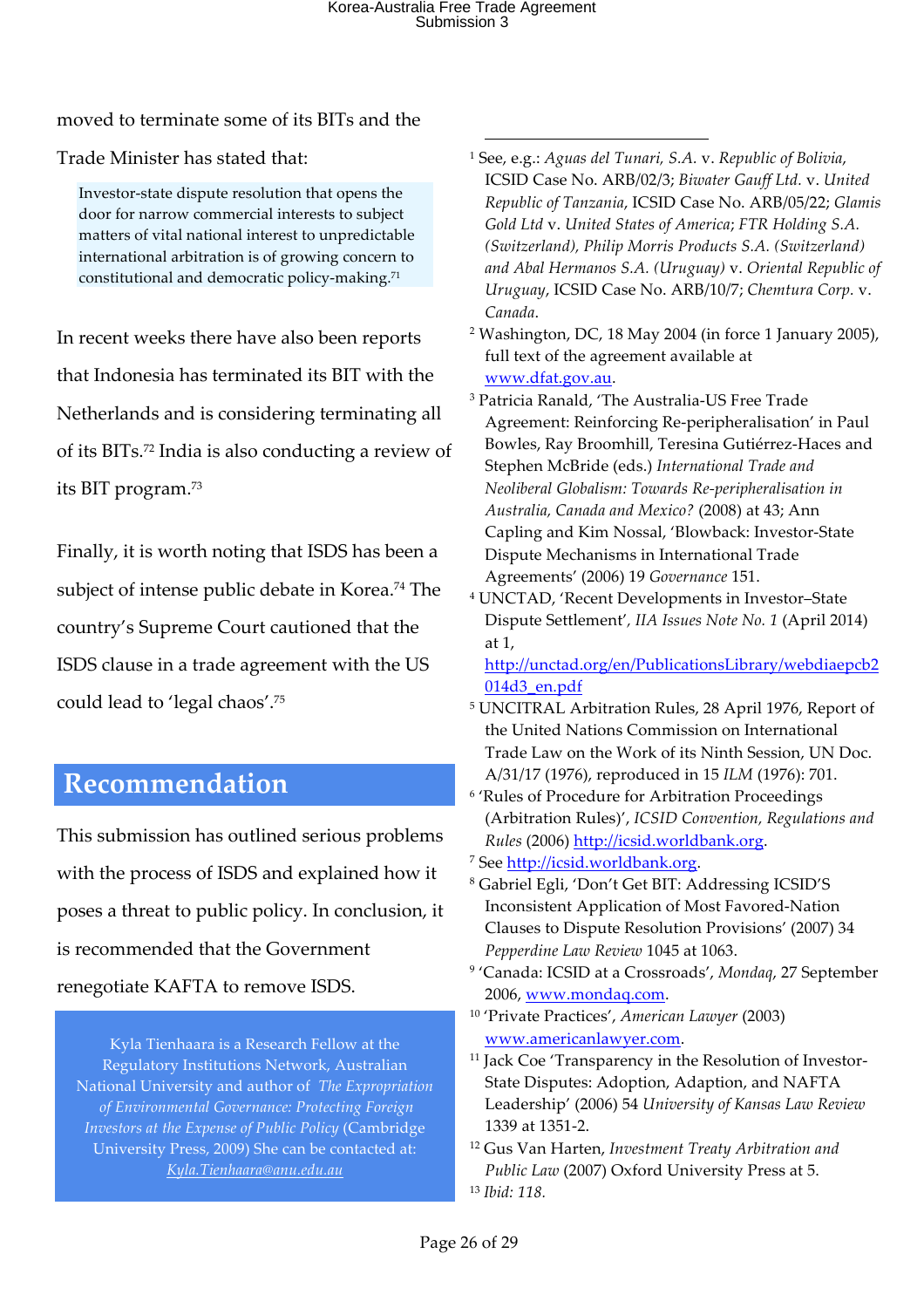moved to terminate some of its BITs and the Trade Minister has stated that:

> Investor-state dispute resolution that opens the door for narrow commercial interests to subject matters of vital national interest to unpredictable international arbitration is of growing concern to constitutional and democratic policy-making.[71]

In recent weeks there have also been reports that Indonesia has terminated its BIT with the Netherlands and is considering terminating all of its BITs.[72] India is also conducting a review of its BIT program.[73]

Finally, it is worth noting that ISDS has been a subject of intense public debate in Korea.[74] The country's Supreme Court cautioned that the ISDS clause in a trade agreement with the US could lead to 'legal chaos'.[75]

## Recommendation

This submission has outlined serious problems with the process of ISDS and explained how it poses a threat to public policy. In conclusion, it is recommended that the Government renegotiate KAFTA to remove ISDS.

> Kyla Tienhaara is a Research Fellow at the Regulatory Institutions Network, Australian National University and author of *The Expropriation of Environmental Governance: Protecting Foreign Investors at the Expense of Public Policy* (Cambridge University Press, 2009) She can be contacted at: *Kyla.Tienhaara@anu.edu.au*

---

[1] See, e.g.: *Aguas del Tunari, S.A.* v. *Republic of Bolivia*, ICSID Case No. ARB/02/3; *Biwater Gauff Ltd.* v. *United Republic of Tanzania*, ICSID Case No. ARB/05/22; *Glamis Gold Ltd* v. *United States of America*; *FTR Holding S.A. (Switzerland), Philip Morris Products S.A. (Switzerland) and Abal Hermanos S.A. (Uruguay)* v. *Oriental Republic of Uruguay*, ICSID Case No. ARB/10/7; *Chemtura Corp.* v. *Canada*.

[2] Washington, DC, 18 May 2004 (in force 1 January 2005), full text of the agreement available at www.dfat.gov.au.

[3] Patricia Ranald, 'The Australia-US Free Trade Agreement: Reinforcing Re-peripheralisation' in Paul Bowles, Ray Broomhill, Teresina Gutiérrez-Haces and Stephen McBride (eds.) *International Trade and Neoliberal Globalism: Towards Re-peripheralisation in Australia, Canada and Mexico?* (2008) at 43; Ann Capling and Kim Nossal, 'Blowback: Investor-State Dispute Mechanisms in International Trade Agreements' (2006) 19 *Governance* 151.

[4] UNCTAD, 'Recent Developments in Investor–State Dispute Settlement', *IIA Issues Note No. 1* (April 2014) at 1, http://unctad.org/en/PublicationsLibrary/webdiaepcb2014d3_en.pdf

[5] UNCITRAL Arbitration Rules, 28 April 1976, Report of the United Nations Commission on International Trade Law on the Work of its Ninth Session, UN Doc. A/31/17 (1976), reproduced in 15 *ILM* (1976): 701.

[6] 'Rules of Procedure for Arbitration Proceedings (Arbitration Rules)', *ICSID Convention, Regulations and Rules* (2006) http://icsid.worldbank.org.

[7] See http://icsid.worldbank.org.

[8] Gabriel Egli, 'Don't Get BIT: Addressing ICSID'S Inconsistent Application of Most Favored-Nation Clauses to Dispute Resolution Provisions' (2007) 34 *Pepperdine Law Review* 1045 at 1063.

[9] 'Canada: ICSID at a Crossroads', *Mondaq*, 27 September 2006, www.mondaq.com.

[10] 'Private Practices', *American Lawyer* (2003) www.americanlawyer.com.

[11] Jack Coe 'Transparency in the Resolution of Investor-State Disputes: Adoption, Adaption, and NAFTA Leadership' (2006) 54 *University of Kansas Law Review* 1339 at 1351-2.

[12] Gus Van Harten, *Investment Treaty Arbitration and Public Law* (2007) Oxford University Press at 5.

[13] *Ibid: 118.*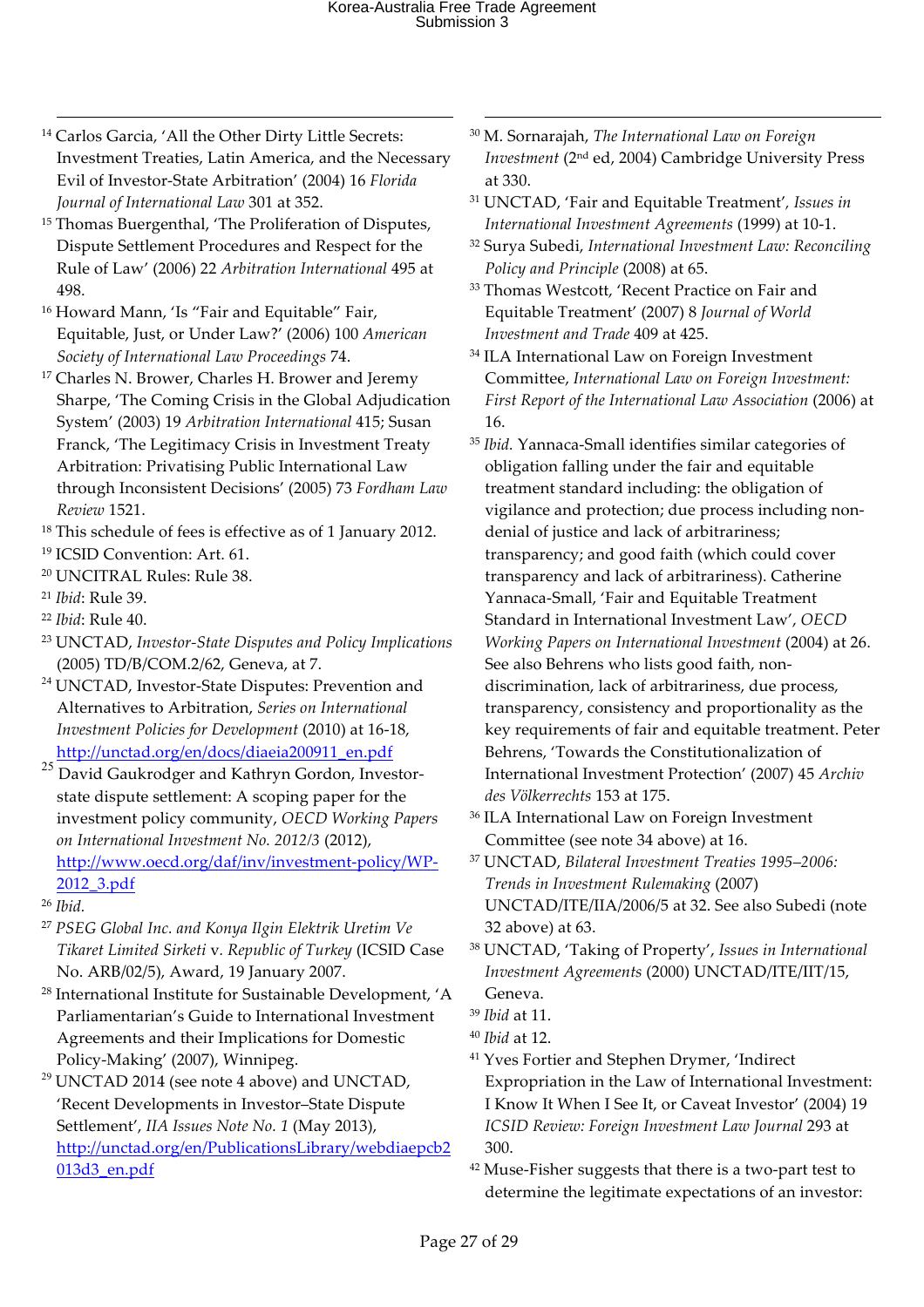[14] Carlos Garcia, 'All the Other Dirty Little Secrets: Investment Treaties, Latin America, and the Necessary Evil of Investor-State Arbitration' (2004) 16 *Florida Journal of International Law* 301 at 352.

[15] Thomas Buergenthal, 'The Proliferation of Disputes, Dispute Settlement Procedures and Respect for the Rule of Law' (2006) 22 *Arbitration International* 495 at 498.

[16] Howard Mann, 'Is "Fair and Equitable" Fair, Equitable, Just, or Under Law?' (2006) 100 *American Society of International Law Proceedings* 74.

[17] Charles N. Brower, Charles H. Brower and Jeremy Sharpe, 'The Coming Crisis in the Global Adjudication System' (2003) 19 *Arbitration International* 415; Susan Franck, 'The Legitimacy Crisis in Investment Treaty Arbitration: Privatising Public International Law through Inconsistent Decisions' (2005) 73 *Fordham Law Review* 1521.

[18] This schedule of fees is effective as of 1 January 2012.

[19] ICSID Convention: Art. 61.

[20] UNCITRAL Rules: Rule 38.

[21] *Ibid*: Rule 39.

[22] *Ibid*: Rule 40.

[23] UNCTAD, *Investor-State Disputes and Policy Implications* (2005) TD/B/COM.2/62, Geneva, at 7.

[24] UNCTAD, Investor-State Disputes: Prevention and Alternatives to Arbitration, *Series on International Investment Policies for Development* (2010) at 16-18, http://unctad.org/en/docs/diaeia200911_en.pdf

[25] David Gaukrodger and Kathryn Gordon, Investor-state dispute settlement: A scoping paper for the investment policy community, *OECD Working Papers on International Investment No. 2012/3* (2012), http://www.oecd.org/daf/inv/investment-policy/WP-2012_3.pdf

[26] *Ibid.*

[27] *PSEG Global Inc. and Konya Ilgin Elektrik Uretim Ve Tikaret Limited Sirketi* v. *Republic of Turkey* (ICSID Case No. ARB/02/5), Award, 19 January 2007.

[28] International Institute for Sustainable Development, 'A Parliamentarian's Guide to International Investment Agreements and their Implications for Domestic Policy-Making' (2007), Winnipeg.

[29] UNCTAD 2014 (see note 4 above) and UNCTAD, 'Recent Developments in Investor–State Dispute Settlement', *IIA Issues Note No. 1* (May 2013), http://unctad.org/en/PublicationsLibrary/webdiaepcb2013d3_en.pdf

[30] M. Sornarajah, *The International Law on Foreign Investment* (2nd ed, 2004) Cambridge University Press at 330.

[31] UNCTAD, 'Fair and Equitable Treatment', *Issues in International Investment Agreements* (1999) at 10-1.

[32] Surya Subedi, *International Investment Law: Reconciling Policy and Principle* (2008) at 65.

[33] Thomas Westcott, 'Recent Practice on Fair and Equitable Treatment' (2007) 8 *Journal of World Investment and Trade* 409 at 425.

[34] ILA International Law on Foreign Investment Committee, *International Law on Foreign Investment: First Report of the International Law Association* (2006) at 16.

[35] *Ibid.* Yannaca-Small identifies similar categories of obligation falling under the fair and equitable treatment standard including: the obligation of vigilance and protection; due process including non-denial of justice and lack of arbitrariness; transparency; and good faith (which could cover transparency and lack of arbitrariness). Catherine Yannaca-Small, 'Fair and Equitable Treatment Standard in International Investment Law', *OECD Working Papers on International Investment* (2004) at 26. See also Behrens who lists good faith, non-discrimination, lack of arbitrariness, due process, transparency, consistency and proportionality as the key requirements of fair and equitable treatment. Peter Behrens, 'Towards the Constitutionalization of International Investment Protection' (2007) 45 *Archiv des Völkerrechts* 153 at 175.

[36] ILA International Law on Foreign Investment Committee (see note 34 above) at 16.

[37] UNCTAD, *Bilateral Investment Treaties 1995–2006: Trends in Investment Rulemaking* (2007) UNCTAD/ITE/IIA/2006/5 at 32. See also Subedi (note 32 above) at 63.

[38] UNCTAD, 'Taking of Property', *Issues in International Investment Agreements* (2000) UNCTAD/ITE/IIT/15, Geneva.

[39] *Ibid* at 11.

[40] *Ibid* at 12.

[41] Yves Fortier and Stephen Drymer, 'Indirect Expropriation in the Law of International Investment: I Know It When I See It, or Caveat Investor' (2004) 19 *ICSID Review: Foreign Investment Law Journal* 293 at 300.

[42] Muse-Fisher suggests that there is a two-part test to determine the legitimate expectations of an investor: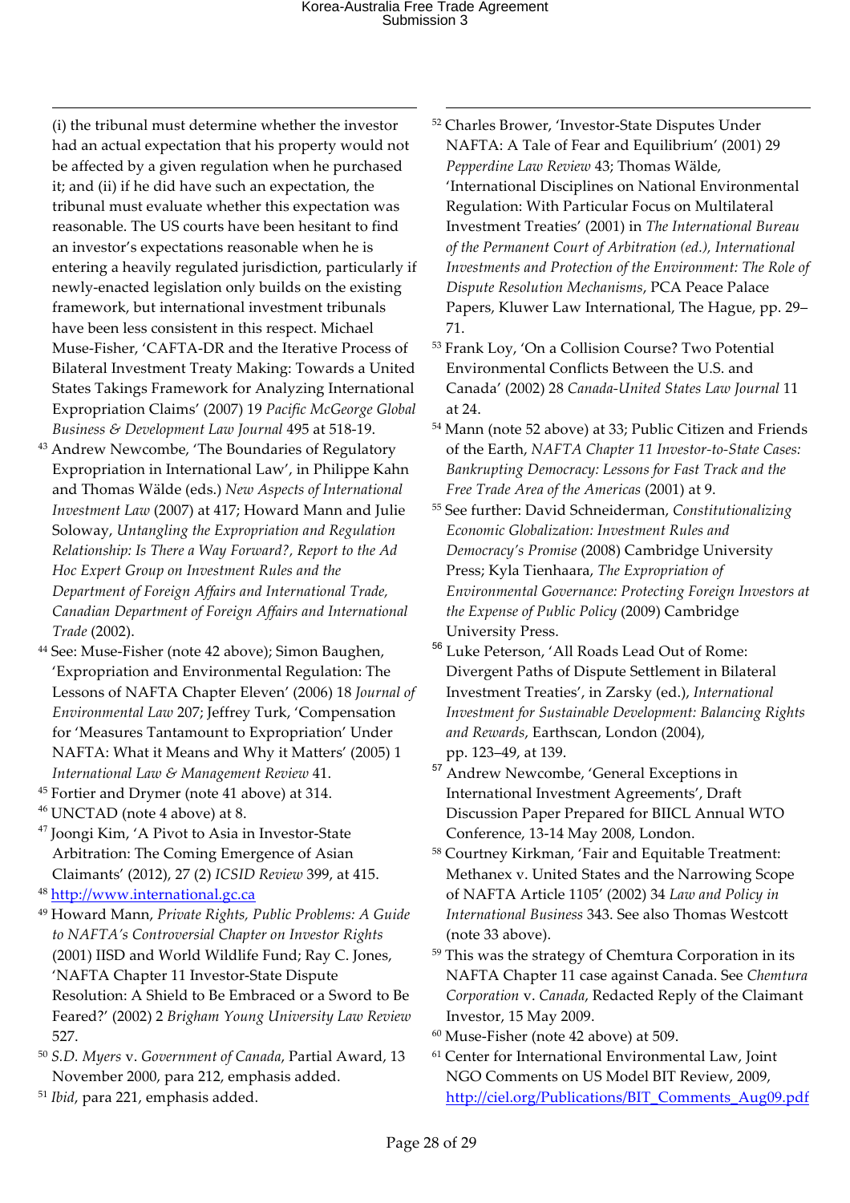(i) the tribunal must determine whether the investor had an actual expectation that his property would not be affected by a given regulation when he purchased it; and (ii) if he did have such an expectation, the tribunal must evaluate whether this expectation was reasonable. The US courts have been hesitant to find an investor's expectations reasonable when he is entering a heavily regulated jurisdiction, particularly if newly-enacted legislation only builds on the existing framework, but international investment tribunals have been less consistent in this respect. Michael Muse-Fisher, 'CAFTA-DR and the Iterative Process of Bilateral Investment Treaty Making: Towards a United States Takings Framework for Analyzing International Expropriation Claims' (2007) 19 *Pacific McGeorge Global Business & Development Law Journal* 495 at 518-19.

[43] Andrew Newcombe, 'The Boundaries of Regulatory Expropriation in International Law', in Philippe Kahn and Thomas Wälde (eds.) *New Aspects of International Investment Law* (2007) at 417; Howard Mann and Julie Soloway, *Untangling the Expropriation and Regulation Relationship: Is There a Way Forward?, Report to the Ad Hoc Expert Group on Investment Rules and the Department of Foreign Affairs and International Trade, Canadian Department of Foreign Affairs and International Trade* (2002).

[44] See: Muse-Fisher (note 42 above); Simon Baughen, 'Expropriation and Environmental Regulation: The Lessons of NAFTA Chapter Eleven' (2006) 18 *Journal of Environmental Law* 207; Jeffrey Turk, 'Compensation for 'Measures Tantamount to Expropriation' Under NAFTA: What it Means and Why it Matters' (2005) 1 *International Law & Management Review* 41.

[45] Fortier and Drymer (note 41 above) at 314.

[46] UNCTAD (note 4 above) at 8.

[47] Joongi Kim, 'A Pivot to Asia in Investor-State Arbitration: The Coming Emergence of Asian Claimants' (2012), 27 (2) *ICSID Review* 399, at 415.

[48] http://www.international.gc.ca

[49] Howard Mann, *Private Rights, Public Problems: A Guide to NAFTA's Controversial Chapter on Investor Rights* (2001) IISD and World Wildlife Fund; Ray C. Jones, 'NAFTA Chapter 11 Investor-State Dispute Resolution: A Shield to Be Embraced or a Sword to Be Feared?' (2002) 2 *Brigham Young University Law Review* 527.

[50] *S.D. Myers* v. *Government of Canada*, Partial Award, 13 November 2000, para 212, emphasis added.

[51] *Ibid*, para 221, emphasis added.

[52] Charles Brower, 'Investor-State Disputes Under NAFTA: A Tale of Fear and Equilibrium' (2001) 29 *Pepperdine Law Review* 43; Thomas Wälde, 'International Disciplines on National Environmental Regulation: With Particular Focus on Multilateral Investment Treaties' (2001) in *The International Bureau of the Permanent Court of Arbitration (ed.), International Investments and Protection of the Environment: The Role of Dispute Resolution Mechanisms*, PCA Peace Palace Papers, Kluwer Law International, The Hague, pp. 29–71.

[53] Frank Loy, 'On a Collision Course? Two Potential Environmental Conflicts Between the U.S. and Canada' (2002) 28 *Canada-United States Law Journal* 11 at 24.

[54] Mann (note 52 above) at 33; Public Citizen and Friends of the Earth, *NAFTA Chapter 11 Investor-to-State Cases: Bankrupting Democracy: Lessons for Fast Track and the Free Trade Area of the Americas* (2001) at 9.

[55] See further: David Schneiderman, *Constitutionalizing Economic Globalization: Investment Rules and Democracy's Promise* (2008) Cambridge University Press; Kyla Tienhaara, *The Expropriation of Environmental Governance: Protecting Foreign Investors at the Expense of Public Policy* (2009) Cambridge University Press.

[56] Luke Peterson, 'All Roads Lead Out of Rome: Divergent Paths of Dispute Settlement in Bilateral Investment Treaties', in Zarsky (ed.), *International Investment for Sustainable Development: Balancing Rights and Rewards*, Earthscan, London (2004), pp. 123–49, at 139.

[57] Andrew Newcombe, 'General Exceptions in International Investment Agreements', Draft Discussion Paper Prepared for BIICL Annual WTO Conference, 13-14 May 2008, London.

[58] Courtney Kirkman, 'Fair and Equitable Treatment: Methanex v. United States and the Narrowing Scope of NAFTA Article 1105' (2002) 34 *Law and Policy in International Business* 343. See also Thomas Westcott (note 33 above).

[59] This was the strategy of Chemtura Corporation in its NAFTA Chapter 11 case against Canada. See *Chemtura Corporation* v. *Canada*, Redacted Reply of the Claimant Investor, 15 May 2009.

[60] Muse-Fisher (note 42 above) at 509.

[61] Center for International Environmental Law, Joint NGO Comments on US Model BIT Review, 2009, http://ciel.org/Publications/BIT_Comments_Aug09.pdf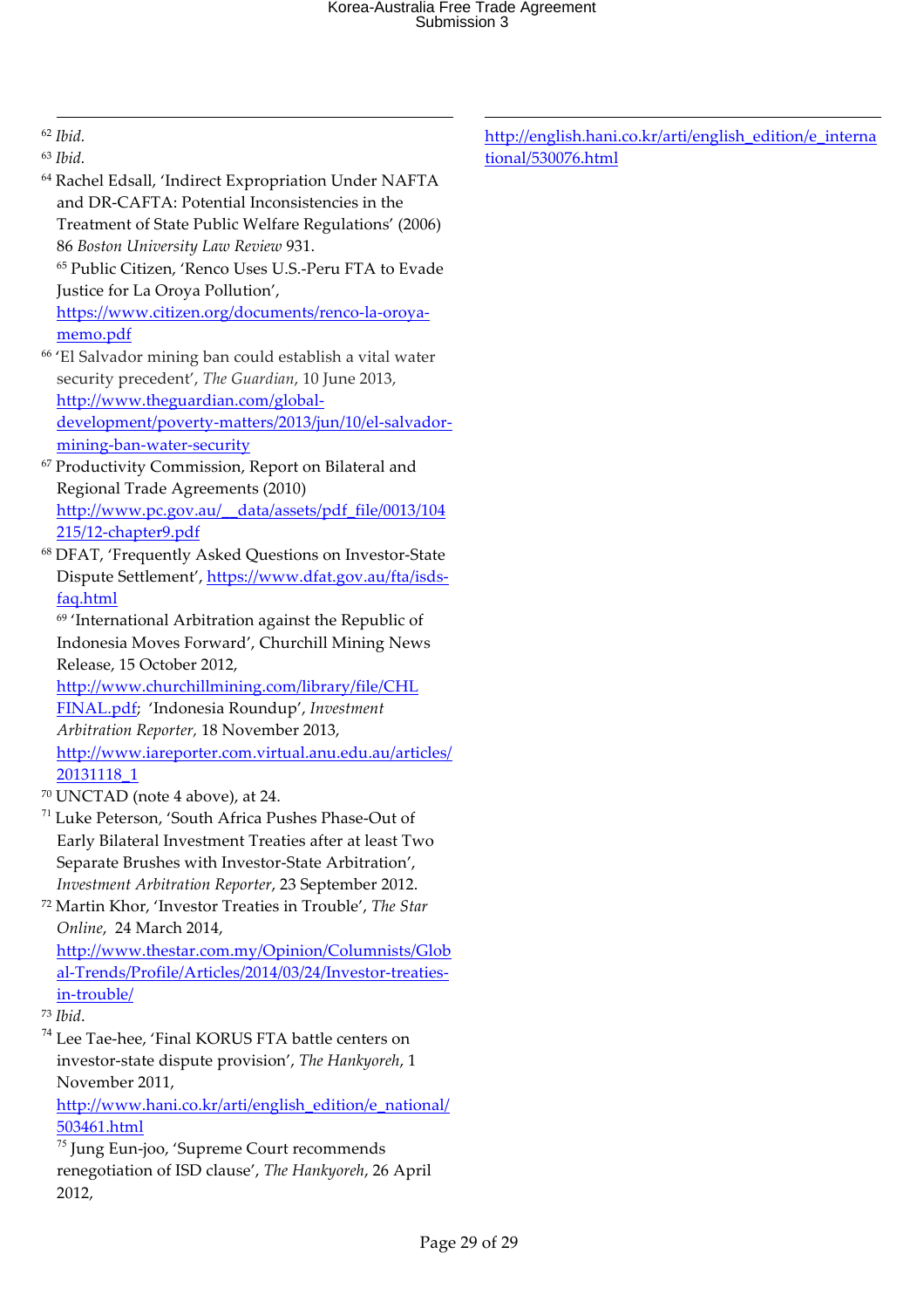[62] *Ibid.*

[63] *Ibid.*

[64] Rachel Edsall, 'Indirect Expropriation Under NAFTA and DR-CAFTA: Potential Inconsistencies in the Treatment of State Public Welfare Regulations' (2006) 86 *Boston University Law Review* 931.

[65] Public Citizen, 'Renco Uses U.S.-Peru FTA to Evade Justice for La Oroya Pollution', https://www.citizen.org/documents/renco-la-oroya-memo.pdf

[66] 'El Salvador mining ban could establish a vital water security precedent', *The Guardian*, 10 June 2013, http://www.theguardian.com/global-development/poverty-matters/2013/jun/10/el-salvador-mining-ban-water-security

[67] Productivity Commission, Report on Bilateral and Regional Trade Agreements (2010) http://www.pc.gov.au/__data/assets/pdf_file/0013/104215/12-chapter9.pdf

[68] DFAT, 'Frequently Asked Questions on Investor-State Dispute Settlement', https://www.dfat.gov.au/fta/isds-faq.html

[69] 'International Arbitration against the Republic of Indonesia Moves Forward', Churchill Mining News Release, 15 October 2012, http://www.churchillmining.com/library/file/CHL FINAL.pdf; 'Indonesia Roundup', *Investment Arbitration Reporter*, 18 November 2013, http://www.iareporter.com.virtual.anu.edu.au/articles/20131118_1

[70] UNCTAD (note 4 above), at 24.

[71] Luke Peterson, 'South Africa Pushes Phase-Out of Early Bilateral Investment Treaties after at least Two Separate Brushes with Investor-State Arbitration', *Investment Arbitration Reporter*, 23 September 2012.

[72] Martin Khor, 'Investor Treaties in Trouble', *The Star Online*, 24 March 2014, http://www.thestar.com.my/Opinion/Columnists/Global-Trends/Profile/Articles/2014/03/24/Investor-treaties-in-trouble/

[73] *Ibid*.

[74] Lee Tae-hee, 'Final KORUS FTA battle centers on investor-state dispute provision', *The Hankyoreh*, 1 November 2011, http://www.hani.co.kr/arti/english_edition/e_national/503461.html

[75] Jung Eun-joo, 'Supreme Court recommends renegotiation of ISD clause', *The Hankyoreh*, 26 April 2012, http://english.hani.co.kr/arti/english_edition/e_international/530076.html